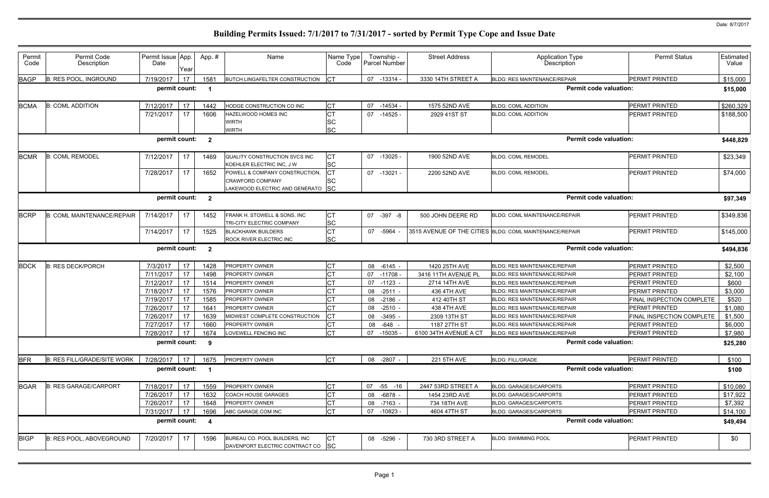Date: 8/7/2017

# Building Permits Issued: 7/1/2017 to 7/31/2017 - sorted by Permit Type Cope and Issue Date

| Permit Code | Permit Code Description | Permit Issue Date | App. Year | App. # | Name | Name Type Code | Township - Parcel Number | Street Address | Application Type Description | Permit Status | Estimated Value |
|---|---|---|---|---|---|---|---|---|---|---|---|
| BAGP | B: RES POOL, INGROUND | 7/19/2017 | 17 | 1581 | BUTCH LINGAFELTER CONSTRUCTION | CT | 07 -13314 - | 3330 14TH STREET A | BLDG: RES MAINTENANCE/REPAIR | PERMIT PRINTED | $15,000 |
| | | permit count: | | 1 | | | | | Permit code valuation: | | $15,000 |
| BCMA | B: COML ADDITION | 7/12/2017 | 17 | 1442 | HODGE CONSTRUCTION CO INC | CT | 07 -14534 - | 1575 52ND AVE | BLDG: COML ADDITION | PERMIT PRINTED | $260,329 |
| | | 7/21/2017 | 17 | 1606 | HAZELWOOD HOMES INC | CT | 07 -14525 - | 2929 41ST ST | BLDG: COML ADDITION | PERMIT PRINTED | $188,500 |
| | | | | | WIRTH | SC | | | | | |
| | | | | | WIRTH | SC | | | | | |
| | | permit count: | | 2 | | | | | Permit code valuation: | | $448,829 |
| BCMR | B: COML REMODEL | 7/12/2017 | 17 | 1469 | QUALITY CONSTRUCTION SVCS INC | CT | 07 -13025 - | 1900 52ND AVE | BLDG: COML REMODEL | PERMIT PRINTED | $23,349 |
| | | | | | KOEHLER ELECTRIC INC, J W | SC | | | | | |
| | | 7/28/2017 | 17 | 1652 | POWELL & COMPANY CONSTRUCTION, | CT | 07 -13021 - | 2200 52ND AVE | BLDG: COML REMODEL | PERMIT PRINTED | $74,000 |
| | | | | | CRAWFORD COMPANY | SC | | | | | |
| | | | | | LAKEWOOD ELECTRIC AND GENERATO | SC | | | | | |
| | | permit count: | | 2 | | | | | Permit code valuation: | | $97,349 |
| BCRP | B: COML MAINTENANCE/REPAIR | 7/14/2017 | 17 | 1452 | FRANK H. STOWELL & SONS, INC | CT | 07 -397 -8 | 500 JOHN DEERE RD | BLDG: COML MAINTENANCE/REPAIR | PERMIT PRINTED | $349,836 |
| | | | | | TRI-CITY ELECTRIC COMPANY | SC | | | | | |
| | | 7/14/2017 | 17 | 1525 | BLACKHAWK BUILDERS | CT | 07 -5964 - | 3515 AVENUE OF THE CITIES | BLDG: COML MAINTENANCE/REPAIR | PERMIT PRINTED | $145,000 |
| | | | | | ROCK RIVER ELECTRIC INC | SC | | | | | |
| | | permit count: | | 2 | | | | | Permit code valuation: | | $494,836 |
| BDCK | B: RES DECK/PORCH | 7/3/2017 | 17 | 1428 | PROPERTY OWNER | CT | 08 -6145 - | 1420 25TH AVE | BLDG: RES MAINTENANCE/REPAIR | PERMIT PRINTED | $2,500 |
| | | 7/11/2017 | 17 | 1498 | PROPERTY OWNER | CT | 07 -11708 - | 3416 11TH AVENUE PL | BLDG: RES MAINTENANCE/REPAIR | PERMIT PRINTED | $2,100 |
| | | 7/12/2017 | 17 | 1514 | PROPERTY OWNER | CT | 07 -1123 - | 2714 14TH AVE | BLDG: RES MAINTENANCE/REPAIR | PERMIT PRINTED | $600 |
| | | 7/18/2017 | 17 | 1576 | PROPERTY OWNER | CT | 08 -2511 - | 436 4TH AVE | BLDG: RES MAINTENANCE/REPAIR | PERMIT PRINTED | $3,000 |
| | | 7/19/2017 | 17 | 1585 | PROPERTY OWNER | CT | 08 -2186 - | 412 40TH ST | BLDG: RES MAINTENANCE/REPAIR | FINAL INSPECTION COMPLETE | $520 |
| | | 7/26/2017 | 17 | 1641 | PROPERTY OWNER | CT | 08 -2510 - | 438 4TH AVE | BLDG: RES MAINTENANCE/REPAIR | PERMIT PRINTED | $1,080 |
| | | 7/26/2017 | 17 | 1639 | MIDWEST COMPLETE CONSTRUCTION | CT | 08 -3495 - | 2309 13TH ST | BLDG: RES MAINTENANCE/REPAIR | FINAL INSPECTION COMPLETE | $1,500 |
| | | 7/27/2017 | 17 | 1660 | PROPERTY OWNER | CT | 08 -648 - | 1187 27TH ST | BLDG: RES MAINTENANCE/REPAIR | PERMIT PRINTED | $6,000 |
| | | 7/28/2017 | 17 | 1674 | LOVEWELL FENCING INC | CT | 07 -15035 - | 6100 34TH AVENUE A CT | BLDG: RES MAINTENANCE/REPAIR | PERMIT PRINTED | $7,980 |
| | | permit count: | | 9 | | | | | Permit code valuation: | | $25,280 |
| BFR | B: RES FILL/GRADE/SITE WORK | 7/28/2017 | 17 | 1675 | PROPERTY OWNER | CT | 08 -2807 - | 221 5TH AVE | BLDG: FILL/GRADE | PERMIT PRINTED | $100 |
| | | permit count: | | 1 | | | | | Permit code valuation: | | $100 |
| BGAR | B: RES GARAGE/CARPORT | 7/18/2017 | 17 | 1559 | PROPERTY OWNER | CT | 07 -55 -16 | 2447 53RD STREET A | BLDG: GARAGES/CARPORTS | PERMIT PRINTED | $10,080 |
| | | 7/26/2017 | 17 | 1632 | COACH HOUSE GARAGES | CT | 08 -6878 - | 1454 23RD AVE | BLDG: GARAGES/CARPORTS | PERMIT PRINTED | $17,922 |
| | | 7/26/2017 | 17 | 1648 | PROPERTY OWNER | CT | 08 -7163 - | 734 18TH AVE | BLDG: GARAGES/CARPORTS | PERMIT PRINTED | $7,392 |
| | | 7/31/2017 | 17 | 1696 | ABC GARAGE.COM INC | CT | 07 -10823 - | 4604 47TH ST | BLDG: GARAGES/CARPORTS | PERMIT PRINTED | $14,100 |
| | | permit count: | | 4 | | | | | Permit code valuation: | | $49,494 |
| BIGP | B: RES POOL, ABOVEGROUND | 7/20/2017 | 17 | 1596 | BUREAU CO. POOL BUILDERS, INC | CT | 08 -5296 - | 730 3RD STREET A | BLDG: SWIMMING POOL | PERMIT PRINTED | $0 |
| | | | | | DAVENPORT ELECTRIC CONTRACT CO | SC | | | | | |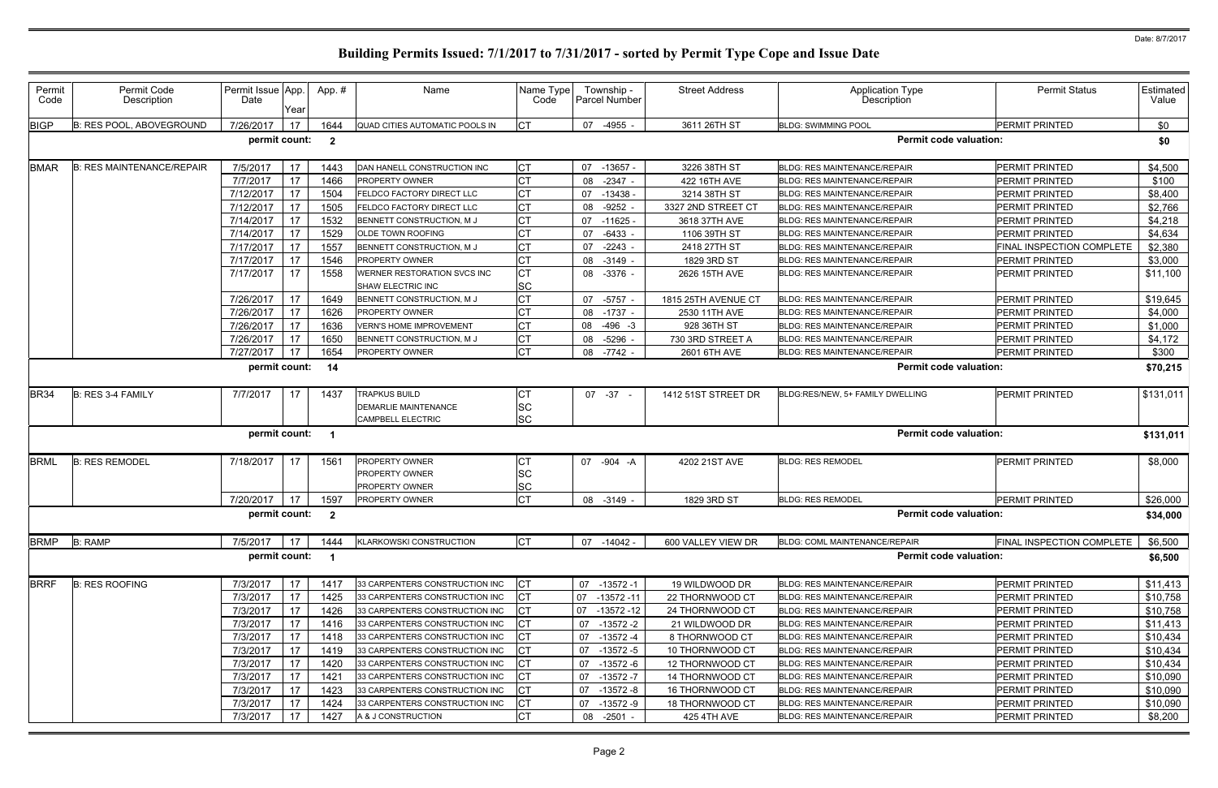Date: 8/7/2017

# Building Permits Issued: 7/1/2017 to 7/31/2017 - sorted by Permit Type Cope and Issue Date

| Permit Code | Permit Code Description | Permit Issue Date | App. Year | Appl. # | Name | Name Type Code | Township - Parcel Number | Street Address | Application Type Description | Permit Status | Estimated Value |
|---|---|---|---|---|---|---|---|---|---|---|---|
| BIGP | B: RES POOL, ABOVEGROUND | 7/26/2017 | 17 | 1644 | QUAD CITIES AUTOMATIC POOLS IN | CT | 07 -4955 - | 3611 26TH ST | BLDG: SWIMMING POOL | PERMIT PRINTED | $0 |
| | | permit count: | | 2 | | | | | Permit code valuation: | | $0 |
| BMAR | B: RES MAINTENANCE/REPAIR | 7/5/2017 | 17 | 1443 | DAN HANELL CONSTRUCTION INC | CT | 07 -13657 - | 3226 38TH ST | BLDG: RES MAINTENANCE/REPAIR | PERMIT PRINTED | $4,500 |
| | | 7/7/2017 | 17 | 1466 | PROPERTY OWNER | CT | 08 -2347 - | 422 16TH AVE | BLDG: RES MAINTENANCE/REPAIR | PERMIT PRINTED | $100 |
| | | 7/12/2017 | 17 | 1504 | FELDCO FACTORY DIRECT LLC | CT | 07 -13438 - | 3214 38TH ST | BLDG: RES MAINTENANCE/REPAIR | PERMIT PRINTED | $8,400 |
| | | 7/12/2017 | 17 | 1505 | FELDCO FACTORY DIRECT LLC | CT | 08 -9252 - | 3327 2ND STREET CT | BLDG: RES MAINTENANCE/REPAIR | PERMIT PRINTED | $2,766 |
| | | 7/14/2017 | 17 | 1532 | BENNETT CONSTRUCTION, M J | CT | 07 -11625 - | 3618 37TH AVE | BLDG: RES MAINTENANCE/REPAIR | PERMIT PRINTED | $4,218 |
| | | 7/14/2017 | 17 | 1529 | OLDE TOWN ROOFING | CT | 07 -6433 - | 1106 39TH ST | BLDG: RES MAINTENANCE/REPAIR | PERMIT PRINTED | $4,634 |
| | | 7/17/2017 | 17 | 1557 | BENNETT CONSTRUCTION, M J | CT | 07 -2243 - | 2418 27TH ST | BLDG: RES MAINTENANCE/REPAIR | FINAL INSPECTION COMPLETE | $2,380 |
| | | 7/17/2017 | 17 | 1546 | PROPERTY OWNER | CT | 08 -3149 - | 1829 3RD ST | BLDG: RES MAINTENANCE/REPAIR | PERMIT PRINTED | $3,000 |
| | | 7/17/2017 | 17 | 1558 | WERNER RESTORATION SVCS INC | CT | 08 -3376 - | 2626 15TH AVE | BLDG: RES MAINTENANCE/REPAIR | PERMIT PRINTED | $11,100 |
| | | | | | SHAW ELECTRIC INC | SC | | | | | |
| | | 7/26/2017 | 17 | 1649 | BENNETT CONSTRUCTION, M J | CT | 07 -5757 - | 1815 25TH AVENUE CT | BLDG: RES MAINTENANCE/REPAIR | PERMIT PRINTED | $19,645 |
| | | 7/26/2017 | 17 | 1626 | PROPERTY OWNER | CT | 08 -1737 - | 2530 11TH AVE | BLDG: RES MAINTENANCE/REPAIR | PERMIT PRINTED | $4,000 |
| | | 7/26/2017 | 17 | 1636 | VERN'S HOME IMPROVEMENT | CT | 08 -496 -3 | 928 36TH ST | BLDG: RES MAINTENANCE/REPAIR | PERMIT PRINTED | $1,000 |
| | | 7/26/2017 | 17 | 1650 | BENNETT CONSTRUCTION, M J | CT | 08 -5296 - | 730 3RD STREET A | BLDG: RES MAINTENANCE/REPAIR | PERMIT PRINTED | $4,172 |
| | | 7/27/2017 | 17 | 1654 | PROPERTY OWNER | CT | 08 -7742 - | 2601 6TH AVE | BLDG: RES MAINTENANCE/REPAIR | PERMIT PRINTED | $300 |
| | | permit count: | | 14 | | | | | Permit code valuation: | | $70,215 |
| BR34 | B: RES 3-4 FAMILY | 7/7/2017 | 17 | 1437 | TRAPKUS BUILD | CT | 07 -37 - | 1412 51ST STREET DR | BLDG:RES/NEW, 5+ FAMILY DWELLING | PERMIT PRINTED | $131,011 |
| | | | | | DEMARLIE MAINTENANCE | SC | | | | | |
| | | | | | CAMPBELL ELECTRIC | SC | | | | | |
| | | permit count: | | 1 | | | | | Permit code valuation: | | $131,011 |
| BRML | B: RES REMODEL | 7/18/2017 | 17 | 1561 | PROPERTY OWNER | CT | 07 -904 -A | 4202 21ST AVE | BLDG: RES REMODEL | PERMIT PRINTED | $8,000 |
| | | | | | PROPERTY OWNER | SC | | | | | |
| | | | | | PROPERTY OWNER | SC | | | | | |
| | | 7/20/2017 | 17 | 1597 | PROPERTY OWNER | CT | 08 -3149 - | 1829 3RD ST | BLDG: RES REMODEL | PERMIT PRINTED | $26,000 |
| | | permit count: | | 2 | | | | | Permit code valuation: | | $34,000 |
| BRMP | B: RAMP | 7/5/2017 | 17 | 1444 | KLARKOWSKI CONSTRUCTION | CT | 07 -14042 - | 600 VALLEY VIEW DR | BLDG: COML MAINTENANCE/REPAIR | FINAL INSPECTION COMPLETE | $6,500 |
| | | permit count: | | 1 | | | | | Permit code valuation: | | $6,500 |
| BRRF | B: RES ROOFING | 7/3/2017 | 17 | 1417 | 33 CARPENTERS CONSTRUCTION INC | CT | 07 -13572 -1 | 19 WILDWOOD DR | BLDG: RES MAINTENANCE/REPAIR | PERMIT PRINTED | $11,413 |
| | | 7/3/2017 | 17 | 1425 | 33 CARPENTERS CONSTRUCTION INC | CT | 07 -13572 -11 | 22 THORNWOOD CT | BLDG: RES MAINTENANCE/REPAIR | PERMIT PRINTED | $10,758 |
| | | 7/3/2017 | 17 | 1426 | 33 CARPENTERS CONSTRUCTION INC | CT | 07 -13572 -12 | 24 THORNWOOD CT | BLDG: RES MAINTENANCE/REPAIR | PERMIT PRINTED | $10,758 |
| | | 7/3/2017 | 17 | 1416 | 33 CARPENTERS CONSTRUCTION INC | CT | 07 -13572 -2 | 21 WILDWOOD DR | BLDG: RES MAINTENANCE/REPAIR | PERMIT PRINTED | $11,413 |
| | | 7/3/2017 | 17 | 1418 | 33 CARPENTERS CONSTRUCTION INC | CT | 07 -13572 -4 | 8 THORNWOOD CT | BLDG: RES MAINTENANCE/REPAIR | PERMIT PRINTED | $10,434 |
| | | 7/3/2017 | 17 | 1419 | 33 CARPENTERS CONSTRUCTION INC | CT | 07 -13572 -5 | 10 THORNWOOD CT | BLDG: RES MAINTENANCE/REPAIR | PERMIT PRINTED | $10,434 |
| | | 7/3/2017 | 17 | 1420 | 33 CARPENTERS CONSTRUCTION INC | CT | 07 -13572 -6 | 12 THORNWOOD CT | BLDG: RES MAINTENANCE/REPAIR | PERMIT PRINTED | $10,434 |
| | | 7/3/2017 | 17 | 1421 | 33 CARPENTERS CONSTRUCTION INC | CT | 07 -13572 -7 | 14 THORNWOOD CT | BLDG: RES MAINTENANCE/REPAIR | PERMIT PRINTED | $10,090 |
| | | 7/3/2017 | 17 | 1423 | 33 CARPENTERS CONSTRUCTION INC | CT | 07 -13572 -8 | 16 THORNWOOD CT | BLDG: RES MAINTENANCE/REPAIR | PERMIT PRINTED | $10,090 |
| | | 7/3/2017 | 17 | 1424 | 33 CARPENTERS CONSTRUCTION INC | CT | 07 -13572 -9 | 18 THORNWOOD CT | BLDG: RES MAINTENANCE/REPAIR | PERMIT PRINTED | $10,090 |
| | | 7/3/2017 | 17 | 1427 | A & J CONSTRUCTION | CT | 08 -2501 - | 425 4TH AVE | BLDG: RES MAINTENANCE/REPAIR | PERMIT PRINTED | $8,200 |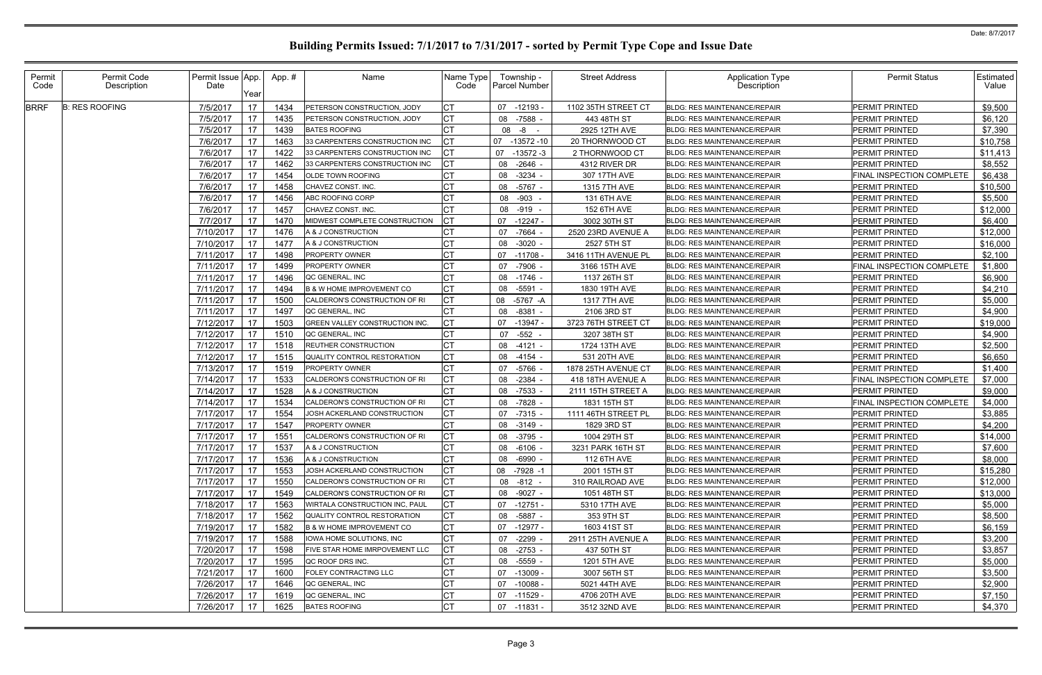# Building Permits Issued: 7/1/2017 to 7/31/2017 - sorted by Permit Type Cope and Issue Date

Date: 8/7/2017

| Permit Code | Permit Code Description | Permit Issue Date | App. Year | App. # | Name | Name Type Code | Township - Parcel Number | Street Address | Application Type Description | Permit Status | Estimated Value |
|---|---|---|---|---|---|---|---|---|---|---|---|
| BRRF | B: RES ROOFING | 7/5/2017 | 17 | 1434 | PETERSON CONSTRUCTION, JODY | CT | 07 -12193 - | 1102 35TH STREET CT | BLDG: RES MAINTENANCE/REPAIR | PERMIT PRINTED | $9,500 |
| | | 7/5/2017 | 17 | 1435 | PETERSON CONSTRUCTION, JODY | CT | 08 -7588 - | 443 48TH ST | BLDG: RES MAINTENANCE/REPAIR | PERMIT PRINTED | $6,120 |
| | | 7/5/2017 | 17 | 1439 | BATES ROOFING | CT | 08 -8 - | 2925 12TH AVE | BLDG: RES MAINTENANCE/REPAIR | PERMIT PRINTED | $7,390 |
| | | 7/6/2017 | 17 | 1463 | 33 CARPENTERS CONSTRUCTION INC | CT | 07 -13572 -10 | 20 THORNWOOD CT | BLDG: RES MAINTENANCE/REPAIR | PERMIT PRINTED | $10,758 |
| | | 7/6/2017 | 17 | 1422 | 33 CARPENTERS CONSTRUCTION INC | CT | 07 -13572 -3 | 2 THORNWOOD CT | BLDG: RES MAINTENANCE/REPAIR | PERMIT PRINTED | $11,413 |
| | | 7/6/2017 | 17 | 1462 | 33 CARPENTERS CONSTRUCTION INC | CT | 08 -2646 - | 4312 RIVER DR | BLDG: RES MAINTENANCE/REPAIR | PERMIT PRINTED | $8,552 |
| | | 7/6/2017 | 17 | 1454 | OLDE TOWN ROOFING | CT | 08 -3234 - | 307 17TH AVE | BLDG: RES MAINTENANCE/REPAIR | FINAL INSPECTION COMPLETE | $6,438 |
| | | 7/6/2017 | 17 | 1458 | CHAVEZ CONST. INC. | CT | 08 -5767 - | 1315 7TH AVE | BLDG: RES MAINTENANCE/REPAIR | PERMIT PRINTED | $10,500 |
| | | 7/6/2017 | 17 | 1456 | ABC ROOFING CORP | CT | 08 -903 - | 131 6TH AVE | BLDG: RES MAINTENANCE/REPAIR | PERMIT PRINTED | $5,500 |
| | | 7/6/2017 | 17 | 1457 | CHAVEZ CONST. INC. | CT | 08 -919 - | 152 6TH AVE | BLDG: RES MAINTENANCE/REPAIR | PERMIT PRINTED | $12,000 |
| | | 7/7/2017 | 17 | 1470 | MIDWEST COMPLETE CONSTRUCTION | CT | 07 -12247 - | 3002 30TH ST | BLDG: RES MAINTENANCE/REPAIR | PERMIT PRINTED | $6,400 |
| | | 7/10/2017 | 17 | 1476 | A & J CONSTRUCTION | CT | 07 -7664 - | 2520 23RD AVENUE A | BLDG: RES MAINTENANCE/REPAIR | PERMIT PRINTED | $12,000 |
| | | 7/10/2017 | 17 | 1477 | A & J CONSTRUCTION | CT | 08 -3020 - | 2527 5TH ST | BLDG: RES MAINTENANCE/REPAIR | PERMIT PRINTED | $16,000 |
| | | 7/11/2017 | 17 | 1498 | PROPERTY OWNER | CT | 07 -11708 - | 3416 11TH AVENUE PL | BLDG: RES MAINTENANCE/REPAIR | PERMIT PRINTED | $2,100 |
| | | 7/11/2017 | 17 | 1499 | PROPERTY OWNER | CT | 07 -7906 - | 3166 15TH AVE | BLDG: RES MAINTENANCE/REPAIR | FINAL INSPECTION COMPLETE | $1,800 |
| | | 7/11/2017 | 17 | 1496 | QC GENERAL, INC | CT | 08 -1746 - | 1137 26TH ST | BLDG: RES MAINTENANCE/REPAIR | PERMIT PRINTED | $6,900 |
| | | 7/11/2017 | 17 | 1494 | B & W HOME IMPROVEMENT CO | CT | 08 -5591 - | 1830 19TH AVE | BLDG: RES MAINTENANCE/REPAIR | PERMIT PRINTED | $4,210 |
| | | 7/11/2017 | 17 | 1500 | CALDERON'S CONSTRUCTION OF RI | CT | 08 -5767 -A | 1317 7TH AVE | BLDG: RES MAINTENANCE/REPAIR | PERMIT PRINTED | $5,000 |
| | | 7/11/2017 | 17 | 1497 | QC GENERAL, INC | CT | 08 -8381 - | 2106 3RD ST | BLDG: RES MAINTENANCE/REPAIR | PERMIT PRINTED | $4,900 |
| | | 7/12/2017 | 17 | 1503 | GREEN VALLEY CONSTRUCTION INC. | CT | 07 -13947 - | 3723 76TH STREET CT | BLDG: RES MAINTENANCE/REPAIR | PERMIT PRINTED | $19,000 |
| | | 7/12/2017 | 17 | 1510 | QC GENERAL, INC | CT | 07 -552 - | 3207 38TH ST | BLDG: RES MAINTENANCE/REPAIR | PERMIT PRINTED | $4,900 |
| | | 7/12/2017 | 17 | 1518 | REUTHER CONSTRUCTION | CT | 08 -4121 - | 1724 13TH AVE | BLDG: RES MAINTENANCE/REPAIR | PERMIT PRINTED | $2,500 |
| | | 7/12/2017 | 17 | 1515 | QUALITY CONTROL RESTORATION | CT | 08 -4154 - | 531 20TH AVE | BLDG: RES MAINTENANCE/REPAIR | PERMIT PRINTED | $6,650 |
| | | 7/13/2017 | 17 | 1519 | PROPERTY OWNER | CT | 07 -5766 - | 1878 25TH AVENUE CT | BLDG: RES MAINTENANCE/REPAIR | PERMIT PRINTED | $1,400 |
| | | 7/14/2017 | 17 | 1533 | CALDERON'S CONSTRUCTION OF RI | CT | 08 -2384 - | 418 18TH AVENUE A | BLDG: RES MAINTENANCE/REPAIR | FINAL INSPECTION COMPLETE | $7,000 |
| | | 7/14/2017 | 17 | 1528 | A & J CONSTRUCTION | CT | 08 -7533 - | 2111 15TH STREET A | BLDG: RES MAINTENANCE/REPAIR | PERMIT PRINTED | $9,000 |
| | | 7/14/2017 | 17 | 1534 | CALDERON'S CONSTRUCTION OF RI | CT | 08 -7828 - | 1831 15TH ST | BLDG: RES MAINTENANCE/REPAIR | FINAL INSPECTION COMPLETE | $4,000 |
| | | 7/17/2017 | 17 | 1554 | JOSH ACKERLAND CONSTRUCTION | CT | 07 -7315 - | 1111 46TH STREET PL | BLDG: RES MAINTENANCE/REPAIR | PERMIT PRINTED | $3,885 |
| | | 7/17/2017 | 17 | 1547 | PROPERTY OWNER | CT | 08 -3149 - | 1829 3RD ST | BLDG: RES MAINTENANCE/REPAIR | PERMIT PRINTED | $4,200 |
| | | 7/17/2017 | 17 | 1551 | CALDERON'S CONSTRUCTION OF RI | CT | 08 -3795 - | 1004 29TH ST | BLDG: RES MAINTENANCE/REPAIR | PERMIT PRINTED | $14,000 |
| | | 7/17/2017 | 17 | 1537 | A & J CONSTRUCTION | CT | 08 -6106 - | 3231 PARK 16TH ST | BLDG: RES MAINTENANCE/REPAIR | PERMIT PRINTED | $7,600 |
| | | 7/17/2017 | 17 | 1536 | A & J CONSTRUCTION | CT | 08 -6990 - | 112 6TH AVE | BLDG: RES MAINTENANCE/REPAIR | PERMIT PRINTED | $8,000 |
| | | 7/17/2017 | 17 | 1553 | JOSH ACKERLAND CONSTRUCTION | CT | 08 -7928 -1 | 2001 15TH ST | BLDG: RES MAINTENANCE/REPAIR | PERMIT PRINTED | $15,280 |
| | | 7/17/2017 | 17 | 1550 | CALDERON'S CONSTRUCTION OF RI | CT | 08 -812 - | 310 RAILROAD AVE | BLDG: RES MAINTENANCE/REPAIR | PERMIT PRINTED | $12,000 |
| | | 7/17/2017 | 17 | 1549 | CALDERON'S CONSTRUCTION OF RI | CT | 08 -9027 - | 1051 48TH ST | BLDG: RES MAINTENANCE/REPAIR | PERMIT PRINTED | $13,000 |
| | | 7/18/2017 | 17 | 1563 | WIRTALA CONSTRUCTION INC, PAUL | CT | 07 -12751 - | 5310 17TH AVE | BLDG: RES MAINTENANCE/REPAIR | PERMIT PRINTED | $5,000 |
| | | 7/18/2017 | 17 | 1562 | QUALITY CONTROL RESTORATION | CT | 08 -5887 - | 353 9TH ST | BLDG: RES MAINTENANCE/REPAIR | PERMIT PRINTED | $8,500 |
| | | 7/19/2017 | 17 | 1582 | B & W HOME IMPROVEMENT CO | CT | 07 -12977 - | 1603 41ST ST | BLDG: RES MAINTENANCE/REPAIR | PERMIT PRINTED | $6,159 |
| | | 7/19/2017 | 17 | 1588 | IOWA HOME SOLUTIONS, INC | CT | 07 -2299 - | 2911 25TH AVENUE A | BLDG: RES MAINTENANCE/REPAIR | PERMIT PRINTED | $3,200 |
| | | 7/20/2017 | 17 | 1598 | FIVE STAR HOME IMRPOVEMENT LLC | CT | 08 -2753 - | 437 50TH ST | BLDG: RES MAINTENANCE/REPAIR | PERMIT PRINTED | $3,857 |
| | | 7/20/2017 | 17 | 1595 | QC ROOF DRS INC. | CT | 08 -5559 - | 1201 5TH AVE | BLDG: RES MAINTENANCE/REPAIR | PERMIT PRINTED | $5,000 |
| | | 7/21/2017 | 17 | 1600 | FOLEY CONTRACTING LLC | CT | 07 -13009 - | 3007 56TH ST | BLDG: RES MAINTENANCE/REPAIR | PERMIT PRINTED | $3,500 |
| | | 7/26/2017 | 17 | 1646 | QC GENERAL, INC | CT | 07 -10088 - | 5021 44TH AVE | BLDG: RES MAINTENANCE/REPAIR | PERMIT PRINTED | $2,900 |
| | | 7/26/2017 | 17 | 1619 | QC GENERAL, INC | CT | 07 -11529 - | 4706 20TH AVE | BLDG: RES MAINTENANCE/REPAIR | PERMIT PRINTED | $7,150 |
| | | 7/26/2017 | 17 | 1625 | BATES ROOFING | CT | 07 -11831 - | 3512 32ND AVE | BLDG: RES MAINTENANCE/REPAIR | PERMIT PRINTED | $4,370 |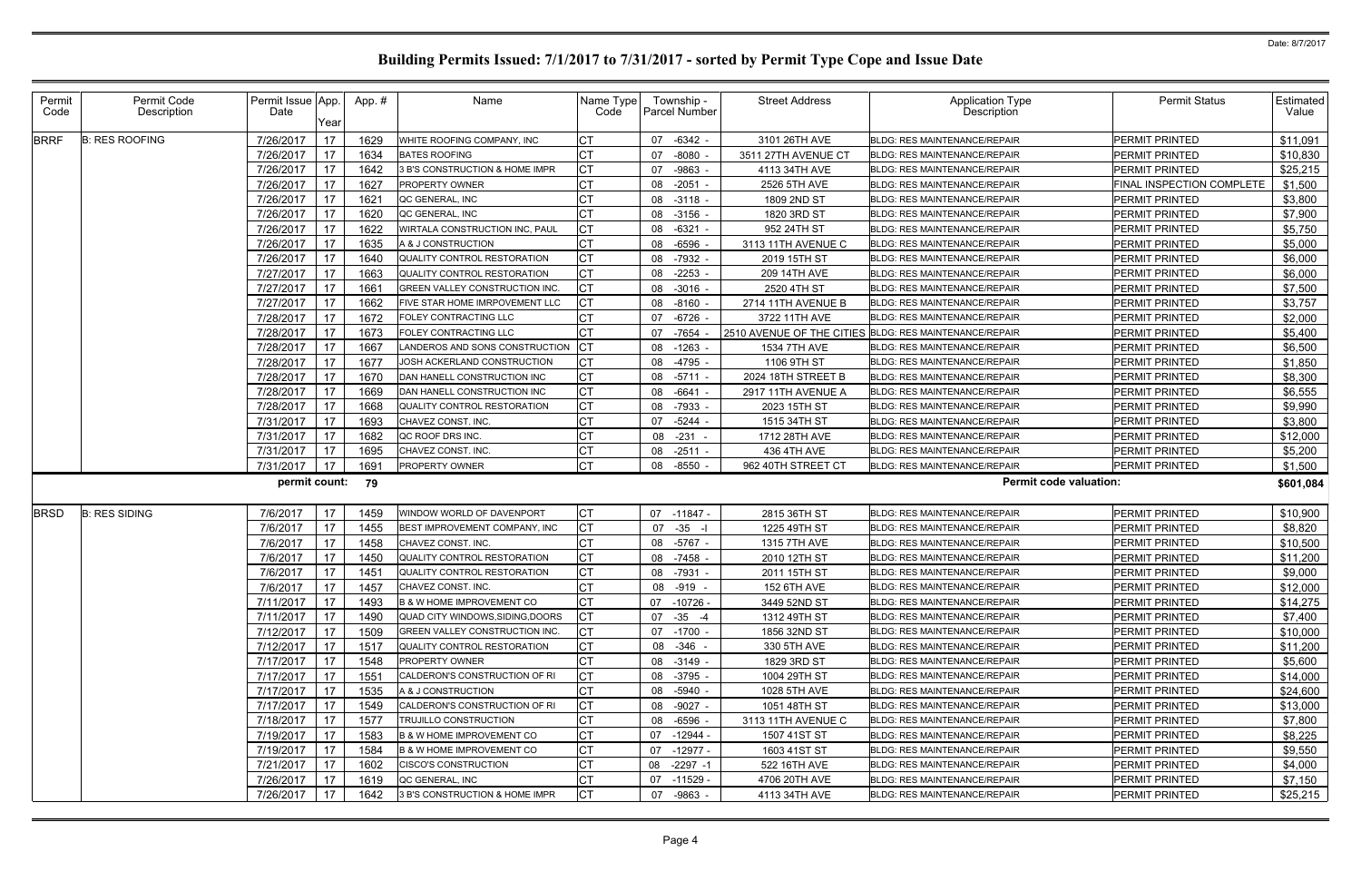# Building Permits Issued: 7/1/2017 to 7/31/2017 - sorted by Permit Type Cope and Issue Date

Date: 8/7/2017

| Permit Code | Permit Code Description | Permit Issue Date | App. Year | App. # | Name | Name Type Code | Township - Parcel Number | Street Address | Application Type Description | Permit Status | Estimated Value |
|---|---|---|---|---|---|---|---|---|---|---|---|
| BRRF | B: RES ROOFING | 7/26/2017 | 17 | 1629 | WHITE ROOFING COMPANY, INC | CT | 07 -6342 - | 3101 26TH AVE | BLDG: RES MAINTENANCE/REPAIR | PERMIT PRINTED | $11,091 |
| | | 7/26/2017 | 17 | 1634 | BATES ROOFING | CT | 07 -8080 - | 3511 27TH AVENUE CT | BLDG: RES MAINTENANCE/REPAIR | PERMIT PRINTED | $10,830 |
| | | 7/26/2017 | 17 | 1642 | 3 B'S CONSTRUCTION & HOME IMPR | CT | 07 -9863 - | 4113 34TH AVE | BLDG: RES MAINTENANCE/REPAIR | PERMIT PRINTED | $25,215 |
| | | 7/26/2017 | 17 | 1627 | PROPERTY OWNER | CT | 08 -2051 - | 2526 5TH AVE | BLDG: RES MAINTENANCE/REPAIR | FINAL INSPECTION COMPLETE | $1,500 |
| | | 7/26/2017 | 17 | 1621 | QC GENERAL, INC | CT | 08 -3118 - | 1809 2ND ST | BLDG: RES MAINTENANCE/REPAIR | PERMIT PRINTED | $3,800 |
| | | 7/26/2017 | 17 | 1620 | QC GENERAL, INC | CT | 08 -3156 - | 1820 3RD ST | BLDG: RES MAINTENANCE/REPAIR | PERMIT PRINTED | $7,900 |
| | | 7/26/2017 | 17 | 1622 | WIRTALA CONSTRUCTION INC, PAUL | CT | 08 -6321 - | 952 24TH ST | BLDG: RES MAINTENANCE/REPAIR | PERMIT PRINTED | $5,750 |
| | | 7/26/2017 | 17 | 1635 | A & J CONSTRUCTION | CT | 08 -6596 - | 3113 11TH AVENUE C | BLDG: RES MAINTENANCE/REPAIR | PERMIT PRINTED | $5,000 |
| | | 7/26/2017 | 17 | 1640 | QUALITY CONTROL RESTORATION | CT | 08 -7932 - | 2019 15TH ST | BLDG: RES MAINTENANCE/REPAIR | PERMIT PRINTED | $6,000 |
| | | 7/27/2017 | 17 | 1663 | QUALITY CONTROL RESTORATION | CT | 08 -2253 - | 209 14TH AVE | BLDG: RES MAINTENANCE/REPAIR | PERMIT PRINTED | $6,000 |
| | | 7/27/2017 | 17 | 1661 | GREEN VALLEY CONSTRUCTION INC. | CT | 08 -3016 - | 2520 4TH ST | BLDG: RES MAINTENANCE/REPAIR | PERMIT PRINTED | $7,500 |
| | | 7/27/2017 | 17 | 1662 | FIVE STAR HOME IMRPOVEMENT LLC | CT | 08 -8160 - | 2714 11TH AVENUE B | BLDG: RES MAINTENANCE/REPAIR | PERMIT PRINTED | $3,757 |
| | | 7/28/2017 | 17 | 1672 | FOLEY CONTRACTING LLC | CT | 07 -6726 - | 3722 11TH AVE | BLDG: RES MAINTENANCE/REPAIR | PERMIT PRINTED | $2,000 |
| | | 7/28/2017 | 17 | 1673 | FOLEY CONTRACTING LLC | CT | 07 -7654 - | 2510 AVENUE OF THE CITIES | BLDG: RES MAINTENANCE/REPAIR | PERMIT PRINTED | $5,400 |
| | | 7/28/2017 | 17 | 1667 | LANDEROS AND SONS CONSTRUCTION | CT | 08 -1263 - | 1534 7TH AVE | BLDG: RES MAINTENANCE/REPAIR | PERMIT PRINTED | $6,500 |
| | | 7/28/2017 | 17 | 1677 | JOSH ACKERLAND CONSTRUCTION | CT | 08 -4795 - | 1106 9TH ST | BLDG: RES MAINTENANCE/REPAIR | PERMIT PRINTED | $1,850 |
| | | 7/28/2017 | 17 | 1670 | DAN HANELL CONSTRUCTION INC | CT | 08 -5711 - | 2024 18TH STREET B | BLDG: RES MAINTENANCE/REPAIR | PERMIT PRINTED | $8,300 |
| | | 7/28/2017 | 17 | 1669 | DAN HANELL CONSTRUCTION INC | CT | 08 -6641 - | 2917 11TH AVENUE A | BLDG: RES MAINTENANCE/REPAIR | PERMIT PRINTED | $6,555 |
| | | 7/28/2017 | 17 | 1668 | QUALITY CONTROL RESTORATION | CT | 08 -7933 - | 2023 15TH ST | BLDG: RES MAINTENANCE/REPAIR | PERMIT PRINTED | $9,990 |
| | | 7/31/2017 | 17 | 1693 | CHAVEZ CONST. INC. | CT | 07 -5244 - | 1515 34TH ST | BLDG: RES MAINTENANCE/REPAIR | PERMIT PRINTED | $3,800 |
| | | 7/31/2017 | 17 | 1682 | QC ROOF DRS INC. | CT | 08 -231 - | 1712 28TH AVE | BLDG: RES MAINTENANCE/REPAIR | PERMIT PRINTED | $12,000 |
| | | 7/31/2017 | 17 | 1695 | CHAVEZ CONST. INC. | CT | 08 -2511 - | 436 4TH AVE | BLDG: RES MAINTENANCE/REPAIR | PERMIT PRINTED | $5,200 |
| | | 7/31/2017 | 17 | 1691 | PROPERTY OWNER | CT | 08 -8550 - | 962 40TH STREET CT | BLDG: RES MAINTENANCE/REPAIR | PERMIT PRINTED | $1,500 |
| | | **permit count:** | | **79** | | | | | **Permit code valuation:** | | **$601,084** |
| BRSD | B: RES SIDING | 7/6/2017 | 17 | 1459 | WINDOW WORLD OF DAVENPORT | CT | 07 -11847 - | 2815 36TH ST | BLDG: RES MAINTENANCE/REPAIR | PERMIT PRINTED | $10,900 |
| | | 7/6/2017 | 17 | 1455 | BEST IMPROVEMENT COMPANY, INC | CT | 07 -35 -I | 1225 49TH ST | BLDG: RES MAINTENANCE/REPAIR | PERMIT PRINTED | $8,820 |
| | | 7/6/2017 | 17 | 1458 | CHAVEZ CONST. INC. | CT | 08 -5767 - | 1315 7TH AVE | BLDG: RES MAINTENANCE/REPAIR | PERMIT PRINTED | $10,500 |
| | | 7/6/2017 | 17 | 1450 | QUALITY CONTROL RESTORATION | CT | 08 -7458 - | 2010 12TH ST | BLDG: RES MAINTENANCE/REPAIR | PERMIT PRINTED | $11,200 |
| | | 7/6/2017 | 17 | 1451 | QUALITY CONTROL RESTORATION | CT | 08 -7931 - | 2011 15TH ST | BLDG: RES MAINTENANCE/REPAIR | PERMIT PRINTED | $9,000 |
| | | 7/6/2017 | 17 | 1457 | CHAVEZ CONST. INC. | CT | 08 -919 - | 152 6TH AVE | BLDG: RES MAINTENANCE/REPAIR | PERMIT PRINTED | $12,000 |
| | | 7/11/2017 | 17 | 1493 | B & W HOME IMPROVEMENT CO | CT | 07 -10726 - | 3449 52ND ST | BLDG: RES MAINTENANCE/REPAIR | PERMIT PRINTED | $14,275 |
| | | 7/11/2017 | 17 | 1490 | QUAD CITY WINDOWS,SIDING,DOORS | CT | 07 -35 -4 | 1312 49TH ST | BLDG: RES MAINTENANCE/REPAIR | PERMIT PRINTED | $7,400 |
| | | 7/12/2017 | 17 | 1509 | GREEN VALLEY CONSTRUCTION INC. | CT | 07 -1700 - | 1856 32ND ST | BLDG: RES MAINTENANCE/REPAIR | PERMIT PRINTED | $10,000 |
| | | 7/12/2017 | 17 | 1517 | QUALITY CONTROL RESTORATION | CT | 08 -346 - | 330 5TH AVE | BLDG: RES MAINTENANCE/REPAIR | PERMIT PRINTED | $11,200 |
| | | 7/17/2017 | 17 | 1548 | PROPERTY OWNER | CT | 08 -3149 - | 1829 3RD ST | BLDG: RES MAINTENANCE/REPAIR | PERMIT PRINTED | $5,600 |
| | | 7/17/2017 | 17 | 1551 | CALDERON'S CONSTRUCTION OF RI | CT | 08 -3795 - | 1004 29TH ST | BLDG: RES MAINTENANCE/REPAIR | PERMIT PRINTED | $14,000 |
| | | 7/17/2017 | 17 | 1535 | A & J CONSTRUCTION | CT | 08 -5940 - | 1028 5TH AVE | BLDG: RES MAINTENANCE/REPAIR | PERMIT PRINTED | $24,600 |
| | | 7/17/2017 | 17 | 1549 | CALDERON'S CONSTRUCTION OF RI | CT | 08 -9027 - | 1051 48TH ST | BLDG: RES MAINTENANCE/REPAIR | PERMIT PRINTED | $13,000 |
| | | 7/18/2017 | 17 | 1577 | TRUJILLO CONSTRUCTION | CT | 08 -6596 - | 3113 11TH AVENUE C | BLDG: RES MAINTENANCE/REPAIR | PERMIT PRINTED | $7,800 |
| | | 7/19/2017 | 17 | 1583 | B & W HOME IMPROVEMENT CO | CT | 07 -12944 - | 1507 41ST ST | BLDG: RES MAINTENANCE/REPAIR | PERMIT PRINTED | $8,225 |
| | | 7/19/2017 | 17 | 1584 | B & W HOME IMPROVEMENT CO | CT | 07 -12977 - | 1603 41ST ST | BLDG: RES MAINTENANCE/REPAIR | PERMIT PRINTED | $9,550 |
| | | 7/21/2017 | 17 | 1602 | CISCO'S CONSTRUCTION | CT | 08 -2297 -1 | 522 16TH AVE | BLDG: RES MAINTENANCE/REPAIR | PERMIT PRINTED | $4,000 |
| | | 7/26/2017 | 17 | 1619 | QC GENERAL, INC | CT | 07 -11529 - | 4706 20TH AVE | BLDG: RES MAINTENANCE/REPAIR | PERMIT PRINTED | $7,150 |
| | | 7/26/2017 | 17 | 1642 | 3 B'S CONSTRUCTION & HOME IMPR | CT | 07 -9863 - | 4113 34TH AVE | BLDG: RES MAINTENANCE/REPAIR | PERMIT PRINTED | $25,215 |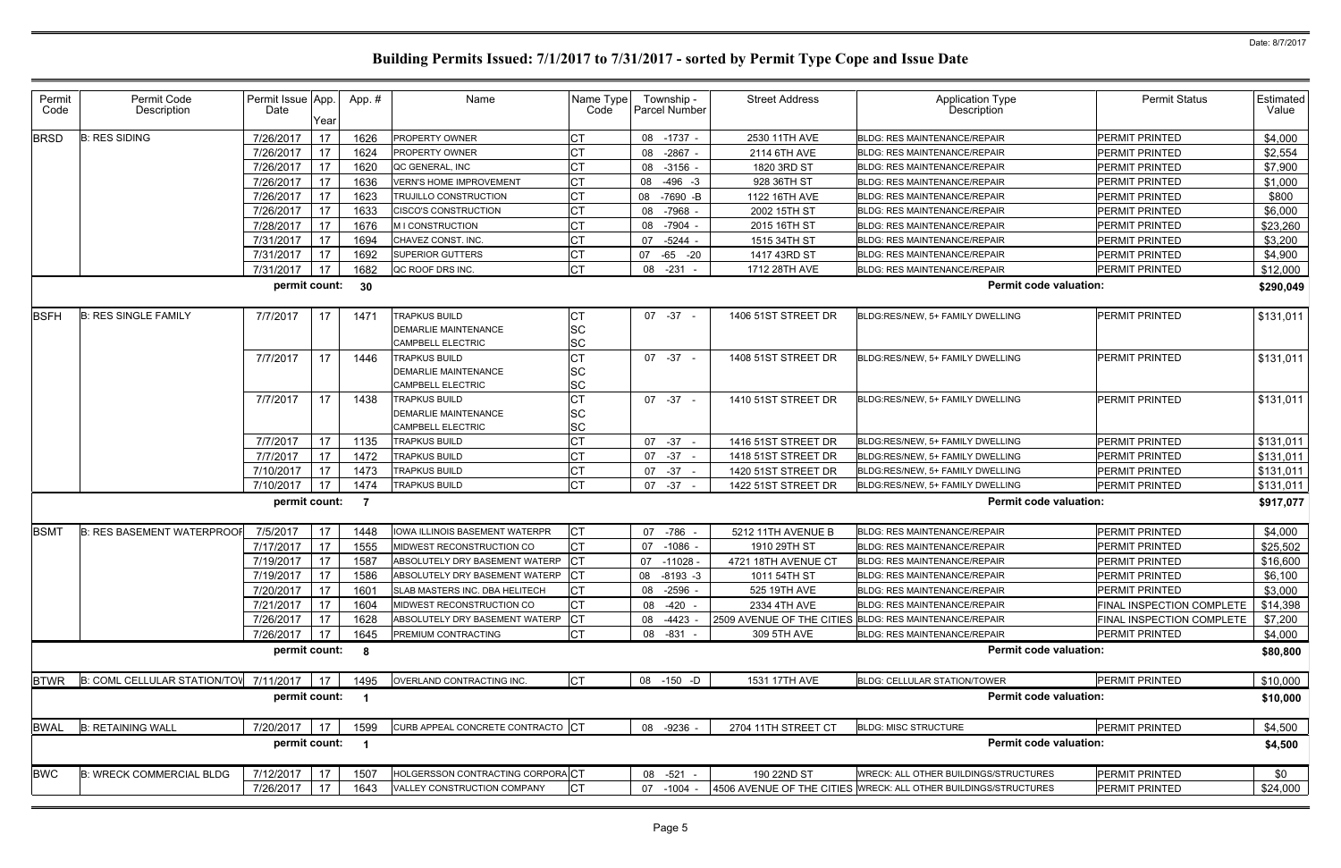# Building Permits Issued: 7/1/2017 to 7/31/2017 - sorted by Permit Type Cope and Issue Date

Date: 8/7/2017

| Permit Code | Permit Code Description | Permit Issue Date | App. Year | App. # | Name | Name Type Code | Township - Parcel Number | Street Address | Application Type Description | Permit Status | Estimated Value |
|---|---|---|---|---|---|---|---|---|---|---|---|
| BRSD | B: RES SIDING | 7/26/2017 | 17 | 1626 | PROPERTY OWNER | CT | 08 -1737 - | 2530 11TH AVE | BLDG: RES MAINTENANCE/REPAIR | PERMIT PRINTED | $4,000 |
| | | 7/26/2017 | 17 | 1624 | PROPERTY OWNER | CT | 08 -2867 - | 2114 6TH AVE | BLDG: RES MAINTENANCE/REPAIR | PERMIT PRINTED | $2,554 |
| | | 7/26/2017 | 17 | 1620 | QC GENERAL, INC | CT | 08 -3156 - | 1820 3RD ST | BLDG: RES MAINTENANCE/REPAIR | PERMIT PRINTED | $7,900 |
| | | 7/26/2017 | 17 | 1636 | VERN'S HOME IMPROVEMENT | CT | 08 -496 -3 | 928 36TH ST | BLDG: RES MAINTENANCE/REPAIR | PERMIT PRINTED | $1,000 |
| | | 7/26/2017 | 17 | 1623 | TRUJILLO CONSTRUCTION | CT | 08 -7690 -B | 1122 16TH AVE | BLDG: RES MAINTENANCE/REPAIR | PERMIT PRINTED | $800 |
| | | 7/26/2017 | 17 | 1633 | CISCO'S CONSTRUCTION | CT | 08 -7968 - | 2002 15TH ST | BLDG: RES MAINTENANCE/REPAIR | PERMIT PRINTED | $6,000 |
| | | 7/28/2017 | 17 | 1676 | M I CONSTRUCTION | CT | 08 -7904 - | 2015 16TH ST | BLDG: RES MAINTENANCE/REPAIR | PERMIT PRINTED | $23,260 |
| | | 7/31/2017 | 17 | 1694 | CHAVEZ CONST. INC. | CT | 07 -5244 - | 1515 34TH ST | BLDG: RES MAINTENANCE/REPAIR | PERMIT PRINTED | $3,200 |
| | | 7/31/2017 | 17 | 1692 | SUPERIOR GUTTERS | CT | 07 -65 -20 | 1417 43RD ST | BLDG: RES MAINTENANCE/REPAIR | PERMIT PRINTED | $4,900 |
| | | 7/31/2017 | 17 | 1682 | QC ROOF DRS INC. | CT | 08 -231 - | 1712 28TH AVE | BLDG: RES MAINTENANCE/REPAIR | PERMIT PRINTED | $12,000 |
| | | **permit count:** | | **30** | | | | | **Permit code valuation:** | | **$290,049** |
| BSFH | B: RES SINGLE FAMILY | 7/7/2017 | 17 | 1471 | TRAPKUS BUILD<br>DEMARLIE MAINTENANCE<br>CAMPBELL ELECTRIC | CT<br>SC<br>SC | 07 -37 - | 1406 51ST STREET DR | BLDG:RES/NEW, 5+ FAMILY DWELLING | PERMIT PRINTED | $131,011 |
| | | 7/7/2017 | 17 | 1446 | TRAPKUS BUILD<br>DEMARLIE MAINTENANCE<br>CAMPBELL ELECTRIC | CT<br>SC<br>SC | 07 -37 - | 1408 51ST STREET DR | BLDG:RES/NEW, 5+ FAMILY DWELLING | PERMIT PRINTED | $131,011 |
| | | 7/7/2017 | 17 | 1438 | TRAPKUS BUILD<br>DEMARLIE MAINTENANCE<br>CAMPBELL ELECTRIC | CT<br>SC<br>SC | 07 -37 - | 1410 51ST STREET DR | BLDG:RES/NEW, 5+ FAMILY DWELLING | PERMIT PRINTED | $131,011 |
| | | 7/7/2017 | 17 | 1135 | TRAPKUS BUILD | CT | 07 -37 - | 1416 51ST STREET DR | BLDG:RES/NEW, 5+ FAMILY DWELLING | PERMIT PRINTED | $131,011 |
| | | 7/7/2017 | 17 | 1472 | TRAPKUS BUILD | CT | 07 -37 - | 1418 51ST STREET DR | BLDG:RES/NEW, 5+ FAMILY DWELLING | PERMIT PRINTED | $131,011 |
| | | 7/10/2017 | 17 | 1473 | TRAPKUS BUILD | CT | 07 -37 - | 1420 51ST STREET DR | BLDG:RES/NEW, 5+ FAMILY DWELLING | PERMIT PRINTED | $131,011 |
| | | 7/10/2017 | 17 | 1474 | TRAPKUS BUILD | CT | 07 -37 - | 1422 51ST STREET DR | BLDG:RES/NEW, 5+ FAMILY DWELLING | PERMIT PRINTED | $131,011 |
| | | **permit count:** | | **7** | | | | | **Permit code valuation:** | | **$917,077** |
| BSMT | B: RES BASEMENT WATERPROOF | 7/5/2017 | 17 | 1448 | IOWA ILLINOIS BASEMENT WATERPR | CT | 07 -786 - | 5212 11TH AVENUE B | BLDG: RES MAINTENANCE/REPAIR | PERMIT PRINTED | $4,000 |
| | | 7/17/2017 | 17 | 1555 | MIDWEST RECONSTRUCTION CO | CT | 07 -1086 - | 1910 29TH ST | BLDG: RES MAINTENANCE/REPAIR | PERMIT PRINTED | $25,502 |
| | | 7/19/2017 | 17 | 1587 | ABSOLUTELY DRY BASEMENT WATERP | CT | 07 -11028 - | 4721 18TH AVENUE CT | BLDG: RES MAINTENANCE/REPAIR | PERMIT PRINTED | $16,600 |
| | | 7/19/2017 | 17 | 1586 | ABSOLUTELY DRY BASEMENT WATERP | CT | 08 -8193 -3 | 1011 54TH ST | BLDG: RES MAINTENANCE/REPAIR | PERMIT PRINTED | $6,100 |
| | | 7/20/2017 | 17 | 1601 | SLAB MASTERS INC. DBA HELITECH | CT | 08 -2596 - | 525 19TH AVE | BLDG: RES MAINTENANCE/REPAIR | PERMIT PRINTED | $3,000 |
| | | 7/21/2017 | 17 | 1604 | MIDWEST RECONSTRUCTION CO | CT | 08 -420 - | 2334 4TH AVE | BLDG: RES MAINTENANCE/REPAIR | FINAL INSPECTION COMPLETE | $14,398 |
| | | 7/26/2017 | 17 | 1628 | ABSOLUTELY DRY BASEMENT WATERP | CT | 08 -4423 - | 2509 AVENUE OF THE CITIES | BLDG: RES MAINTENANCE/REPAIR | FINAL INSPECTION COMPLETE | $7,200 |
| | | 7/26/2017 | 17 | 1645 | PREMIUM CONTRACTING | CT | 08 -831 - | 309 5TH AVE | BLDG: RES MAINTENANCE/REPAIR | PERMIT PRINTED | $4,000 |
| | | **permit count:** | | **8** | | | | | **Permit code valuation:** | | **$80,800** |
| BTWR | B: COML CELLULAR STATION/TOW | 7/11/2017 | 17 | 1495 | OVERLAND CONTRACTING INC. | CT | 08 -150 -D | 1531 17TH AVE | BLDG: CELLULAR STATION/TOWER | PERMIT PRINTED | $10,000 |
| | | **permit count:** | | **1** | | | | | **Permit code valuation:** | | **$10,000** |
| BWAL | B: RETAINING WALL | 7/20/2017 | 17 | 1599 | CURB APPEAL CONCRETE CONTRACTO | CT | 08 -9236 - | 2704 11TH STREET CT | BLDG: MISC STRUCTURE | PERMIT PRINTED | $4,500 |
| | | **permit count:** | | **1** | | | | | **Permit code valuation:** | | **$4,500** |
| BWC | B: WRECK COMMERCIAL BLDG | 7/12/2017 | 17 | 1507 | HOLGERSSON CONTRACTING CORPORA | CT | 08 -521 - | 190 22ND ST | WRECK: ALL OTHER BUILDINGS/STRUCTURES | PERMIT PRINTED | $0 |
| | | 7/26/2017 | 17 | 1643 | VALLEY CONSTRUCTION COMPANY | CT | 07 -1004 - | 4506 AVENUE OF THE CITIES | WRECK: ALL OTHER BUILDINGS/STRUCTURES | PERMIT PRINTED | $24,000 |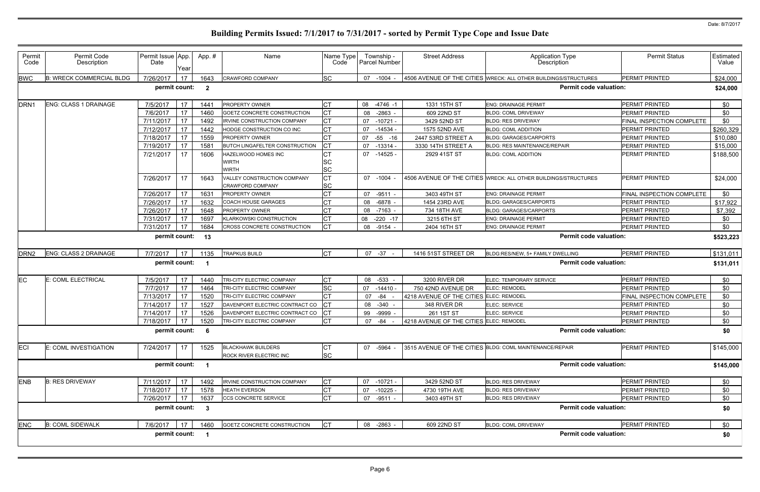# Building Permits Issued: 7/1/2017 to 7/31/2017 - sorted by Permit Type Cope and Issue Date

Date: 8/7/2017

| Permit Code | Permit Code Description | Permit Issue Date | App. Year | App. # | Name | Name Type Code | Township - Parcel Number | Street Address | Application Type Description | Permit Status | Estimated Value |
|---|---|---|---|---|---|---|---|---|---|---|---|
| BWC | B: WRECK COMMERCIAL BLDG | 7/26/2017 | 17 | 1643 | CRAWFORD COMPANY | SC | 07 -1004 - | 4506 AVENUE OF THE CITIES | WRECK: ALL OTHER BUILDINGS/STRUCTURES | PERMIT PRINTED | $24,000 |
| | | permit count: | | 2 | | | | | Permit code valuation: | | $24,000 |
| DRN1 | ENG: CLASS 1 DRAINAGE | 7/5/2017 | 17 | 1441 | PROPERTY OWNER | CT | 08 -4746 -1 | 1331 15TH ST | ENG: DRAINAGE PERMIT | PERMIT PRINTED | $0 |
| | | 7/6/2017 | 17 | 1460 | GOETZ CONCRETE CONSTRUCTION | CT | 08 -2863 - | 609 22ND ST | BLDG: COML DRIVEWAY | PERMIT PRINTED | $0 |
| | | 7/11/2017 | 17 | 1492 | IRVINE CONSTRUCTION COMPANY | CT | 07 -10721 - | 3429 52ND ST | BLDG: RES DRIVEWAY | FINAL INSPECTION COMPLETE | $0 |
| | | 7/12/2017 | 17 | 1442 | HODGE CONSTRUCTION CO INC | CT | 07 -14534 - | 1575 52ND AVE | BLDG: COML ADDITION | PERMIT PRINTED | $260,329 |
| | | 7/18/2017 | 17 | 1559 | PROPERTY OWNER | CT | 07 -55 -16 | 2447 53RD STREET A | BLDG: GARAGES/CARPORTS | PERMIT PRINTED | $10,080 |
| | | 7/19/2017 | 17 | 1581 | BUTCH LINGAFELTER CONSTRUCTION | CT | 07 -13314 - | 3330 14TH STREET A | BLDG: RES MAINTENANCE/REPAIR | PERMIT PRINTED | $15,000 |
| | | 7/21/2017 | 17 | 1606 | HAZELWOOD HOMES INC<br>WIRTH<br>WIRTH | CT<br>SC<br>SC | 07 -14525 - | 2929 41ST ST | BLDG: COML ADDITION | PERMIT PRINTED | $188,500 |
| | | 7/26/2017 | 17 | 1643 | VALLEY CONSTRUCTION COMPANY<br>CRAWFORD COMPANY | CT<br>SC | 07 -1004 - | 4506 AVENUE OF THE CITIES | WRECK: ALL OTHER BUILDINGS/STRUCTURES | PERMIT PRINTED | $24,000 |
| | | 7/26/2017 | 17 | 1631 | PROPERTY OWNER | CT | 07 -9511 - | 3403 49TH ST | ENG: DRAINAGE PERMIT | FINAL INSPECTION COMPLETE | $0 |
| | | 7/26/2017 | 17 | 1632 | COACH HOUSE GARAGES | CT | 08 -6878 - | 1454 23RD AVE | BLDG: GARAGES/CARPORTS | PERMIT PRINTED | $17,922 |
| | | 7/26/2017 | 17 | 1648 | PROPERTY OWNER | CT | 08 -7163 - | 734 18TH AVE | BLDG: GARAGES/CARPORTS | PERMIT PRINTED | $7,392 |
| | | 7/31/2017 | 17 | 1697 | KLARKOWSKI CONSTRUCTION | CT | 08 -220 -17 | 3215 6TH ST | ENG: DRAINAGE PERMIT | PERMIT PRINTED | $0 |
| | | 7/31/2017 | 17 | 1684 | CROSS CONCRETE CONSTRUCTION | CT | 08 -9154 - | 2404 16TH ST | ENG: DRAINAGE PERMIT | PERMIT PRINTED | $0 |
| | | permit count: | | 13 | | | | | Permit code valuation: | | $523,223 |
| DRN2 | ENG: CLASS 2 DRAINAGE | 7/7/2017 | 17 | 1135 | TRAPKUS BUILD | CT | 07 -37 - | 1416 51ST STREET DR | BLDG:RES/NEW, 5+ FAMILY DWELLING | PERMIT PRINTED | $131,011 |
| | | permit count: | | 1 | | | | | Permit code valuation: | | $131,011 |
| EC | E: COML ELECTRICAL | 7/5/2017 | 17 | 1440 | TRI-CITY ELECTRIC COMPANY | CT | 08 -533 - | 3200 RIVER DR | ELEC: TEMPORARY SERVICE | PERMIT PRINTED | $0 |
| | | 7/7/2017 | 17 | 1464 | TRI-CITY ELECTRIC COMPANY | SC | 07 -14410 - | 750 42ND AVENUE DR | ELEC: REMODEL | PERMIT PRINTED | $0 |
| | | 7/13/2017 | 17 | 1520 | TRI-CITY ELECTRIC COMPANY | CT | 07 -84 - | 4218 AVENUE OF THE CITIES | ELEC: REMODEL | FINAL INSPECTION COMPLETE | $0 |
| | | 7/14/2017 | 17 | 1527 | DAVENPORT ELECTRIC CONTRACT CO | CT | 08 -340 - | 348 RIVER DR | ELEC: SERVICE | PERMIT PRINTED | $0 |
| | | 7/14/2017 | 17 | 1526 | DAVENPORT ELECTRIC CONTRACT CO | CT | 99 -9999 - | 261 1ST ST | ELEC: SERVICE | PERMIT PRINTED | $0 |
| | | 7/18/2017 | 17 | 1520 | TRI-CITY ELECTRIC COMPANY | CT | 07 -84 - | 4218 AVENUE OF THE CITIES | ELEC: REMODEL | PERMIT PRINTED | $0 |
| | | permit count: | | 6 | | | | | Permit code valuation: | | $0 |
| ECI | E: COML INVESTIGATION | 7/24/2017 | 17 | 1525 | BLACKHAWK BUILDERS<br>ROCK RIVER ELECTRIC INC | CT<br>SC | 07 -5964 - | 3515 AVENUE OF THE CITIES | BLDG: COML MAINTENANCE/REPAIR | PERMIT PRINTED | $145,000 |
| | | permit count: | | 1 | | | | | Permit code valuation: | | $145,000 |
| ENB | B: RES DRIVEWAY | 7/11/2017 | 17 | 1492 | IRVINE CONSTRUCTION COMPANY | CT | 07 -10721 - | 3429 52ND ST | BLDG: RES DRIVEWAY | PERMIT PRINTED | $0 |
| | | 7/18/2017 | 17 | 1578 | HEATH EVERSON | CT | 07 -10225 - | 4730 19TH AVE | BLDG: RES DRIVEWAY | PERMIT PRINTED | $0 |
| | | 7/26/2017 | 17 | 1637 | CCS CONCRETE SERVICE | CT | 07 -9511 - | 3403 49TH ST | BLDG: RES DRIVEWAY | PERMIT PRINTED | $0 |
| | | permit count: | | 3 | | | | | Permit code valuation: | | $0 |
| ENC | B: COML SIDEWALK | 7/6/2017 | 17 | 1460 | GOETZ CONCRETE CONSTRUCTION | CT | 08 -2863 - | 609 22ND ST | BLDG: COML DRIVEWAY | PERMIT PRINTED | $0 |
| | | permit count: | | 1 | | | | | Permit code valuation: | | $0 |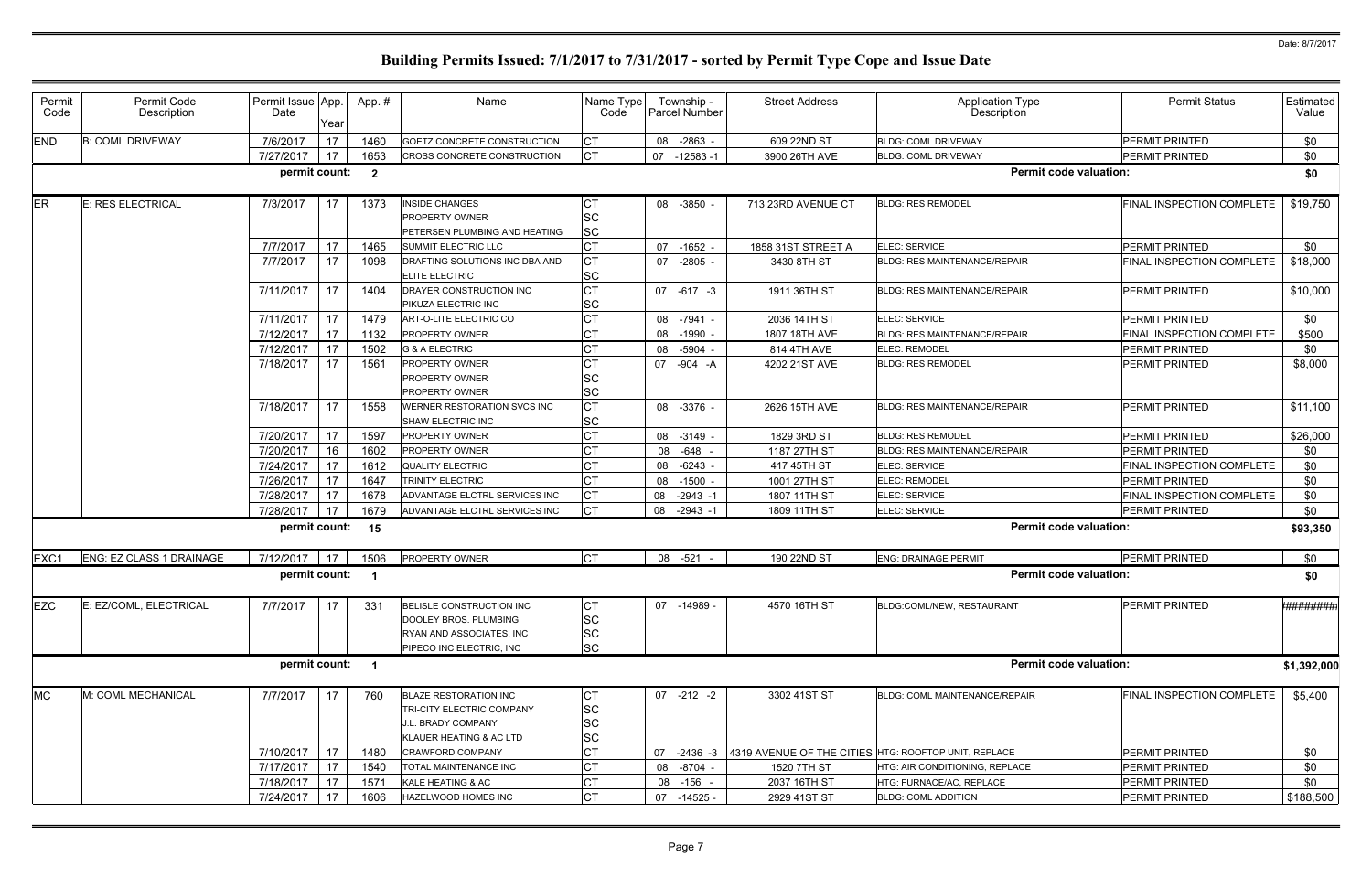# Building Permits Issued: 7/1/2017 to 7/31/2017 - sorted by Permit Type Cope and Issue Date

Date: 8/7/2017

| Permit Code | Permit Code Description | Permit Issue Date | App. Year | Appl. # | Name | Name Type Code | Township - Parcel Number | Street Address | Application Type Description | Permit Status | Estimated Value |
|---|---|---|---|---|---|---|---|---|---|---|---|
| END | B: COML DRIVEWAY | 7/6/2017 | 17 | 1460 | GOETZ CONCRETE CONSTRUCTION | CT | 08 -2863 - | 609 22ND ST | BLDG: COML DRIVEWAY | PERMIT PRINTED | $0 |
| | | 7/27/2017 | 17 | 1653 | CROSS CONCRETE CONSTRUCTION | CT | 07 -12583 -1 | 3900 26TH AVE | BLDG: COML DRIVEWAY | PERMIT PRINTED | $0 |
| | | permit count: | | 2 | | | | | Permit code valuation: | | $0 |
| ER | E: RES ELECTRICAL | 7/3/2017 | 17 | 1373 | INSIDE CHANGES<br>PROPERTY OWNER<br>PETERSEN PLUMBING AND HEATING | CT<br>SC<br>SC | 08 -3850 - | 713 23RD AVENUE CT | BLDG: RES REMODEL | FINAL INSPECTION COMPLETE | $19,750 |
| | | 7/7/2017 | 17 | 1465 | SUMMIT ELECTRIC LLC | CT | 07 -1652 - | 1858 31ST STREET A | ELEC: SERVICE | PERMIT PRINTED | $0 |
| | | 7/7/2017 | 17 | 1098 | DRAFTING SOLUTIONS INC DBA AND<br>ELITE ELECTRIC | CT<br>SC | 07 -2805 - | 3430 8TH ST | BLDG: RES MAINTENANCE/REPAIR | FINAL INSPECTION COMPLETE | $18,000 |
| | | 7/11/2017 | 17 | 1404 | DRAYER CONSTRUCTION INC<br>PIKUZA ELECTRIC INC | CT<br>SC | 07 -617 -3 | 1911 36TH ST | BLDG: RES MAINTENANCE/REPAIR | PERMIT PRINTED | $10,000 |
| | | 7/11/2017 | 17 | 1479 | ART-O-LITE ELECTRIC CO | CT | 08 -7941 - | 2036 14TH ST | ELEC: SERVICE | PERMIT PRINTED | $0 |
| | | 7/12/2017 | 17 | 1132 | PROPERTY OWNER | CT | 08 -1990 - | 1807 18TH AVE | BLDG: RES MAINTENANCE/REPAIR | FINAL INSPECTION COMPLETE | $500 |
| | | 7/12/2017 | 17 | 1502 | G & A ELECTRIC | CT | 08 -5904 - | 814 4TH AVE | ELEC: REMODEL | PERMIT PRINTED | $0 |
| | | 7/18/2017 | 17 | 1561 | PROPERTY OWNER<br>PROPERTY OWNER<br>PROPERTY OWNER | CT<br>SC<br>SC | 07 -904 -A | 4202 21ST AVE | BLDG: RES REMODEL | PERMIT PRINTED | $8,000 |
| | | 7/18/2017 | 17 | 1558 | WERNER RESTORATION SVCS INC<br>SHAW ELECTRIC INC | CT<br>SC | 08 -3376 - | 2626 15TH AVE | BLDG: RES MAINTENANCE/REPAIR | PERMIT PRINTED | $11,100 |
| | | 7/20/2017 | 17 | 1597 | PROPERTY OWNER | CT | 08 -3149 - | 1829 3RD ST | BLDG: RES REMODEL | PERMIT PRINTED | $26,000 |
| | | 7/20/2017 | 16 | 1602 | PROPERTY OWNER | CT | 08 -648 - | 1187 27TH ST | BLDG: RES MAINTENANCE/REPAIR | PERMIT PRINTED | $0 |
| | | 7/24/2017 | 17 | 1612 | QUALITY ELECTRIC | CT | 08 -6243 - | 417 45TH ST | ELEC: SERVICE | FINAL INSPECTION COMPLETE | $0 |
| | | 7/26/2017 | 17 | 1647 | TRINITY ELECTRIC | CT | 08 -1500 - | 1001 27TH ST | ELEC: REMODEL | PERMIT PRINTED | $0 |
| | | 7/28/2017 | 17 | 1678 | ADVANTAGE ELCTRL SERVICES INC | CT | 08 -2943 -1 | 1807 11TH ST | ELEC: SERVICE | FINAL INSPECTION COMPLETE | $0 |
| | | 7/28/2017 | 17 | 1679 | ADVANTAGE ELCTRL SERVICES INC | CT | 08 -2943 -1 | 1809 11TH ST | ELEC: SERVICE | PERMIT PRINTED | $0 |
| | | permit count: | | 15 | | | | | Permit code valuation: | | $93,350 |
| EXC1 | ENG: EZ CLASS 1 DRAINAGE | 7/12/2017 | 17 | 1506 | PROPERTY OWNER | CT | 08 -521 - | 190 22ND ST | ENG: DRAINAGE PERMIT | PERMIT PRINTED | $0 |
| | | permit count: | | 1 | | | | | Permit code valuation: | | $0 |
| EZC | E: EZ/COML, ELECTRICAL | 7/7/2017 | 17 | 331 | BELISLE CONSTRUCTION INC<br>DOOLEY BROS. PLUMBING<br>RYAN AND ASSOCIATES, INC<br>PIPECO INC ELECTRIC, INC | CT<br>SC<br>SC<br>SC | 07 -14989 - | 4570 16TH ST | BLDG:COML/NEW, RESTAURANT | PERMIT PRINTED | ######## |
| | | permit count: | | 1 | | | | | Permit code valuation: | | $1,392,000 |
| MC | M: COML MECHANICAL | 7/7/2017 | 17 | 760 | BLAZE RESTORATION INC<br>TRI-CITY ELECTRIC COMPANY<br>J.L. BRADY COMPANY<br>KLAUER HEATING & AC LTD | CT<br>SC<br>SC<br>SC | 07 -212 -2 | 3302 41ST ST | BLDG: COML MAINTENANCE/REPAIR | FINAL INSPECTION COMPLETE | $5,400 |
| | | 7/10/2017 | 17 | 1480 | CRAWFORD COMPANY | CT | 07 -2436 -3 | 4319 AVENUE OF THE CITIES | HTG: ROOFTOP UNIT, REPLACE | PERMIT PRINTED | $0 |
| | | 7/17/2017 | 17 | 1540 | TOTAL MAINTENANCE INC | CT | 08 -8704 - | 1520 7TH ST | HTG: AIR CONDITIONING, REPLACE | PERMIT PRINTED | $0 |
| | | 7/18/2017 | 17 | 1571 | KALE HEATING & AC | CT | 08 -156 - | 2037 16TH ST | HTG: FURNACE/AC, REPLACE | PERMIT PRINTED | $0 |
| | | 7/24/2017 | 17 | 1606 | HAZELWOOD HOMES INC | CT | 07 -14525 - | 2929 41ST ST | BLDG: COML ADDITION | PERMIT PRINTED | $188,500 |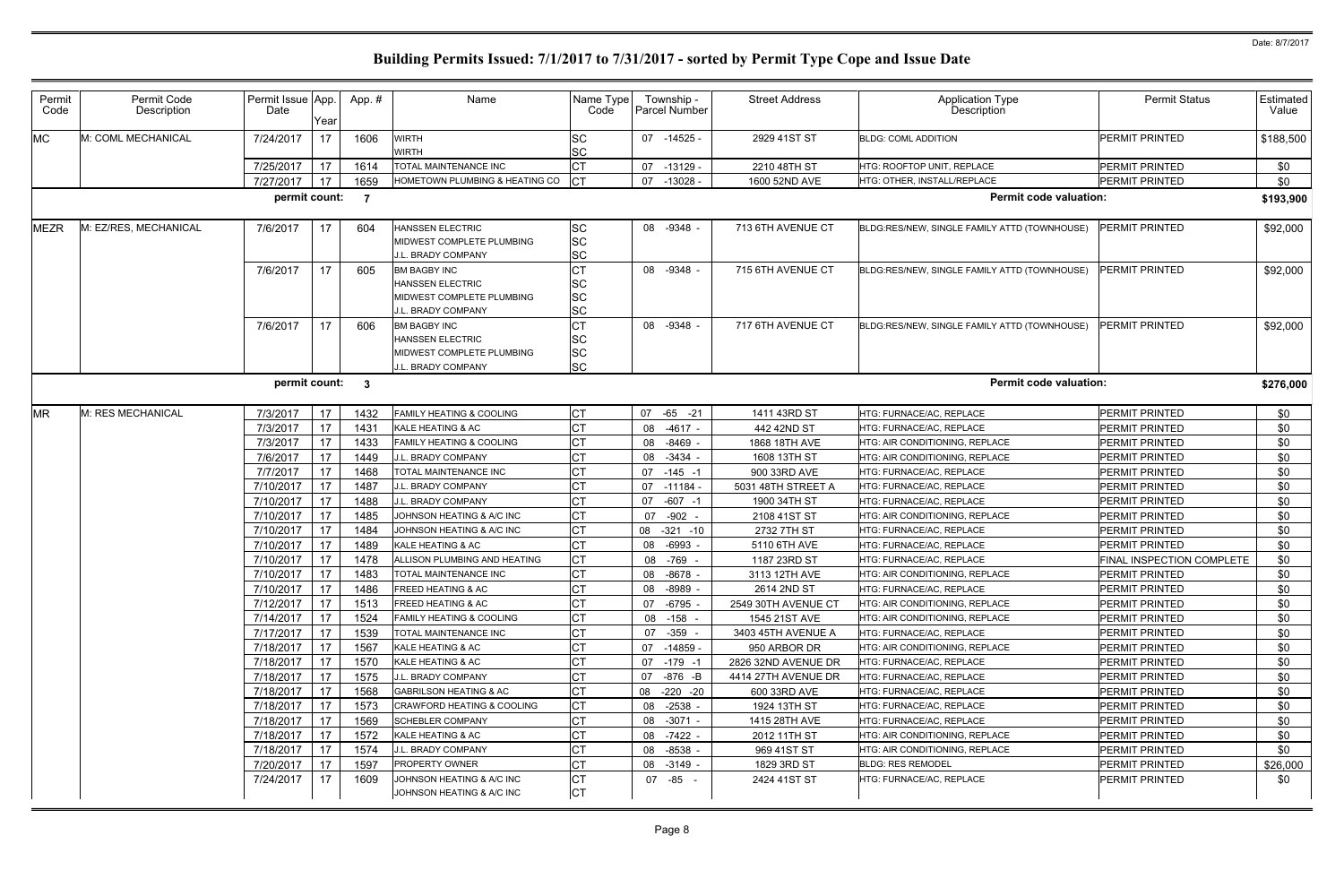Date: 8/7/2017

# Building Permits Issued: 7/1/2017 to 7/31/2017 - sorted by Permit Type Cope and Issue Date

| Permit Code | Permit Code Description | Permit Issue Date | App. Year | App. # | Name | Name Type Code | Township - Parcel Number | Street Address | Application Type Description | Permit Status | Estimated Value |
|---|---|---|---|---|---|---|---|---|---|---|---|
| MC | M: COML MECHANICAL | 7/24/2017 | 17 | 1606 | WIRTH<br>WIRTH | SC<br>SC | 07 -14525 - | 2929 41ST ST | BLDG: COML ADDITION | PERMIT PRINTED | $188,500 |
| | | 7/25/2017 | 17 | 1614 | TOTAL MAINTENANCE INC | CT | 07 -13129 - | 2210 48TH ST | HTG: ROOFTOP UNIT, REPLACE | PERMIT PRINTED | $0 |
| | | 7/27/2017 | 17 | 1659 | HOMETOWN PLUMBING & HEATING CO | CT | 07 -13028 - | 1600 52ND AVE | HTG: OTHER, INSTALL/REPLACE | PERMIT PRINTED | $0 |
| | | **permit count:** | | **7** | | | | | **Permit code valuation:** | | **$193,900** |
| MEZR | M: EZ/RES, MECHANICAL | 7/6/2017 | 17 | 604 | HANSSEN ELECTRIC<br>MIDWEST COMPLETE PLUMBING<br>J.L. BRADY COMPANY | SC<br>SC<br>SC | 08 -9348 - | 713 6TH AVENUE CT | BLDG:RES/NEW, SINGLE FAMILY ATTD (TOWNHOUSE) | PERMIT PRINTED | $92,000 |
| | | 7/6/2017 | 17 | 605 | BM BAGBY INC<br>HANSSEN ELECTRIC<br>MIDWEST COMPLETE PLUMBING<br>J.L. BRADY COMPANY | CT<br>SC<br>SC<br>SC | 08 -9348 - | 715 6TH AVENUE CT | BLDG:RES/NEW, SINGLE FAMILY ATTD (TOWNHOUSE) | PERMIT PRINTED | $92,000 |
| | | 7/6/2017 | 17 | 606 | BM BAGBY INC<br>HANSSEN ELECTRIC<br>MIDWEST COMPLETE PLUMBING<br>J.L. BRADY COMPANY | CT<br>SC<br>SC<br>SC | 08 -9348 - | 717 6TH AVENUE CT | BLDG:RES/NEW, SINGLE FAMILY ATTD (TOWNHOUSE) | PERMIT PRINTED | $92,000 |
| | | **permit count:** | | **3** | | | | | **Permit code valuation:** | | **$276,000** |
| MR | M: RES MECHANICAL | 7/3/2017 | 17 | 1432 | FAMILY HEATING & COOLING | CT | 07 -65 -21 | 1411 43RD ST | HTG: FURNACE/AC, REPLACE | PERMIT PRINTED | $0 |
| | | 7/3/2017 | 17 | 1431 | KALE HEATING & AC | CT | 08 -4617 - | 442 42ND ST | HTG: FURNACE/AC, REPLACE | PERMIT PRINTED | $0 |
| | | 7/3/2017 | 17 | 1433 | FAMILY HEATING & COOLING | CT | 08 -8469 - | 1868 18TH AVE | HTG: AIR CONDITIONING, REPLACE | PERMIT PRINTED | $0 |
| | | 7/6/2017 | 17 | 1449 | J.L. BRADY COMPANY | CT | 08 -3434 - | 1608 13TH ST | HTG: AIR CONDITIONING, REPLACE | PERMIT PRINTED | $0 |
| | | 7/7/2017 | 17 | 1468 | TOTAL MAINTENANCE INC | CT | 07 -145 -1 | 900 33RD AVE | HTG: FURNACE/AC, REPLACE | PERMIT PRINTED | $0 |
| | | 7/10/2017 | 17 | 1487 | J.L. BRADY COMPANY | CT | 07 -11184 - | 5031 48TH STREET A | HTG: FURNACE/AC, REPLACE | PERMIT PRINTED | $0 |
| | | 7/10/2017 | 17 | 1488 | J.L. BRADY COMPANY | CT | 07 -607 -1 | 1900 34TH ST | HTG: FURNACE/AC, REPLACE | PERMIT PRINTED | $0 |
| | | 7/10/2017 | 17 | 1485 | JOHNSON HEATING & A/C INC | CT | 07 -902 - | 2108 41ST ST | HTG: AIR CONDITIONING, REPLACE | PERMIT PRINTED | $0 |
| | | 7/10/2017 | 17 | 1484 | JOHNSON HEATING & A/C INC | CT | 08 -321 -10 | 2732 7TH ST | HTG: FURNACE/AC, REPLACE | PERMIT PRINTED | $0 |
| | | 7/10/2017 | 17 | 1489 | KALE HEATING & AC | CT | 08 -6993 - | 5110 6TH AVE | HTG: FURNACE/AC, REPLACE | PERMIT PRINTED | $0 |
| | | 7/10/2017 | 17 | 1478 | ALLISON PLUMBING AND HEATING | CT | 08 -769 - | 1187 23RD ST | HTG: FURNACE/AC, REPLACE | FINAL INSPECTION COMPLETE | $0 |
| | | 7/10/2017 | 17 | 1483 | TOTAL MAINTENANCE INC | CT | 08 -8678 - | 3113 12TH AVE | HTG: AIR CONDITIONING, REPLACE | PERMIT PRINTED | $0 |
| | | 7/10/2017 | 17 | 1486 | FREED HEATING & AC | CT | 08 -8989 - | 2614 2ND ST | HTG: FURNACE/AC, REPLACE | PERMIT PRINTED | $0 |
| | | 7/12/2017 | 17 | 1513 | FREED HEATING & AC | CT | 07 -6795 - | 2549 30TH AVENUE CT | HTG: AIR CONDITIONING, REPLACE | PERMIT PRINTED | $0 |
| | | 7/14/2017 | 17 | 1524 | FAMILY HEATING & COOLING | CT | 08 -158 - | 1545 21ST AVE | HTG: AIR CONDITIONING, REPLACE | PERMIT PRINTED | $0 |
| | | 7/17/2017 | 17 | 1539 | TOTAL MAINTENANCE INC | CT | 07 -359 - | 3403 45TH AVENUE A | HTG: FURNACE/AC, REPLACE | PERMIT PRINTED | $0 |
| | | 7/18/2017 | 17 | 1567 | KALE HEATING & AC | CT | 07 -14859 - | 950 ARBOR DR | HTG: AIR CONDITIONING, REPLACE | PERMIT PRINTED | $0 |
| | | 7/18/2017 | 17 | 1570 | KALE HEATING & AC | CT | 07 -179 -1 | 2826 32ND AVENUE DR | HTG: FURNACE/AC, REPLACE | PERMIT PRINTED | $0 |
| | | 7/18/2017 | 17 | 1575 | J.L. BRADY COMPANY | CT | 07 -876 -B | 4414 27TH AVENUE DR | HTG: FURNACE/AC, REPLACE | PERMIT PRINTED | $0 |
| | | 7/18/2017 | 17 | 1568 | GABRILSON HEATING & AC | CT | 08 -220 -20 | 600 33RD AVE | HTG: FURNACE/AC, REPLACE | PERMIT PRINTED | $0 |
| | | 7/18/2017 | 17 | 1573 | CRAWFORD HEATING & COOLING | CT | 08 -2538 - | 1924 13TH ST | HTG: FURNACE/AC, REPLACE | PERMIT PRINTED | $0 |
| | | 7/18/2017 | 17 | 1569 | SCHEBLER COMPANY | CT | 08 -3071 - | 1415 28TH AVE | HTG: FURNACE/AC, REPLACE | PERMIT PRINTED | $0 |
| | | 7/18/2017 | 17 | 1572 | KALE HEATING & AC | CT | 08 -7422 - | 2012 11TH ST | HTG: AIR CONDITIONING, REPLACE | PERMIT PRINTED | $0 |
| | | 7/18/2017 | 17 | 1574 | J.L. BRADY COMPANY | CT | 08 -8538 - | 969 41ST ST | HTG: AIR CONDITIONING, REPLACE | PERMIT PRINTED | $0 |
| | | 7/20/2017 | 17 | 1597 | PROPERTY OWNER | CT | 08 -3149 - | 1829 3RD ST | BLDG: RES REMODEL | PERMIT PRINTED | $26,000 |
| | | 7/24/2017 | 17 | 1609 | JOHNSON HEATING & A/C INC<br>JOHNSON HEATING & A/C INC | CT<br>CT | 07 -85 - | 2424 41ST ST | HTG: FURNACE/AC, REPLACE | PERMIT PRINTED | $0 |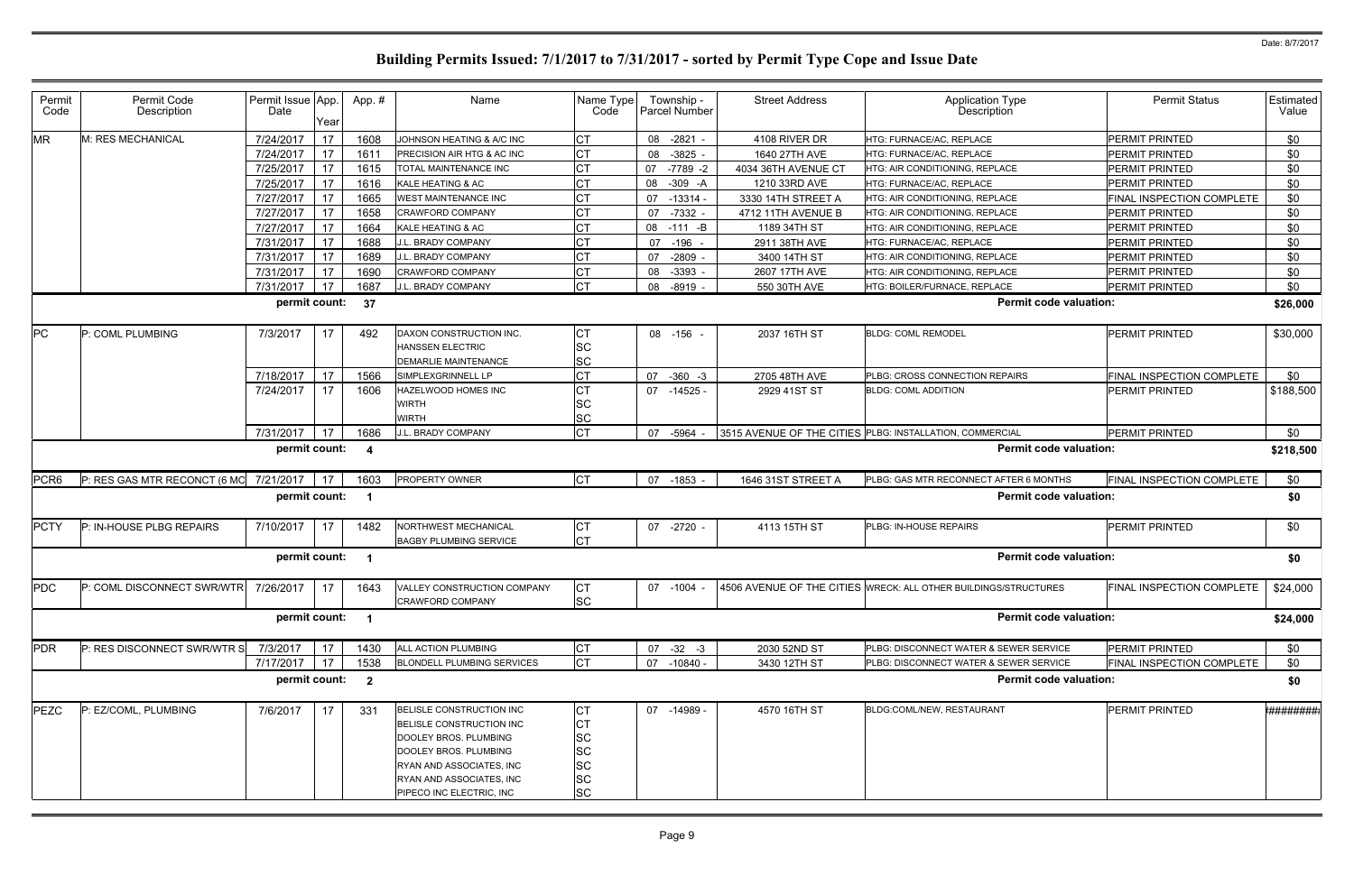# Building Permits Issued: 7/1/2017 to 7/31/2017 - sorted by Permit Type Cope and Issue Date

Date: 8/7/2017

| Permit Code | Permit Code Description | Permit Issue Date | App. Year | App. # | Name | Name Type Code | Township - Parcel Number | Street Address | Application Type Description | Permit Status | Estimated Value |
|---|---|---|---|---|---|---|---|---|---|---|---|
| MR | M: RES MECHANICAL | 7/24/2017 | 17 | 1608 | JOHNSON HEATING & A/C INC | CT | 08 -2821 - | 4108 RIVER DR | HTG: FURNACE/AC, REPLACE | PERMIT PRINTED | $0 |
| | | 7/24/2017 | 17 | 1611 | PRECISION AIR HTG & AC INC | CT | 08 -3825 - | 1640 27TH AVE | HTG: FURNACE/AC, REPLACE | PERMIT PRINTED | $0 |
| | | 7/25/2017 | 17 | 1615 | TOTAL MAINTENANCE INC | CT | 07 -7789 -2 | 4034 36TH AVENUE CT | HTG: AIR CONDITIONING, REPLACE | PERMIT PRINTED | $0 |
| | | 7/25/2017 | 17 | 1616 | KALE HEATING & AC | CT | 08 -309 -A | 1210 33RD AVE | HTG: FURNACE/AC, REPLACE | PERMIT PRINTED | $0 |
| | | 7/27/2017 | 17 | 1665 | WEST MAINTENANCE INC | CT | 07 -13314 - | 3330 14TH STREET A | HTG: AIR CONDITIONING, REPLACE | FINAL INSPECTION COMPLETE | $0 |
| | | 7/27/2017 | 17 | 1658 | CRAWFORD COMPANY | CT | 07 -7332 - | 4712 11TH AVENUE B | HTG: AIR CONDITIONING, REPLACE | PERMIT PRINTED | $0 |
| | | 7/27/2017 | 17 | 1664 | KALE HEATING & AC | CT | 08 -111 -B | 1189 34TH ST | HTG: AIR CONDITIONING, REPLACE | PERMIT PRINTED | $0 |
| | | 7/31/2017 | 17 | 1688 | J.L. BRADY COMPANY | CT | 07 -196 - | 2911 38TH AVE | HTG: FURNACE/AC, REPLACE | PERMIT PRINTED | $0 |
| | | 7/31/2017 | 17 | 1689 | J.L. BRADY COMPANY | CT | 07 -2809 - | 3400 14TH ST | HTG: AIR CONDITIONING, REPLACE | PERMIT PRINTED | $0 |
| | | 7/31/2017 | 17 | 1690 | CRAWFORD COMPANY | CT | 08 -3393 - | 2607 17TH AVE | HTG: AIR CONDITIONING, REPLACE | PERMIT PRINTED | $0 |
| | | 7/31/2017 | 17 | 1687 | J.L. BRADY COMPANY | CT | 08 -8919 - | 550 30TH AVE | HTG: BOILER/FURNACE, REPLACE | PERMIT PRINTED | $0 |
| | | permit count: | | 37 | | | | | Permit code valuation: | | $26,000 |
| PC | P: COML PLUMBING | 7/3/2017 | 17 | 492 | DAXON CONSTRUCTION INC. | CT | 08 -156 - | 2037 16TH ST | BLDG: COML REMODEL | PERMIT PRINTED | $30,000 |
| | | | | | HANSSEN ELECTRIC | SC | | | | | |
| | | | | | DEMARLIE MAINTENANCE | SC | | | | | |
| | | 7/18/2017 | 17 | 1566 | SIMPLEXGRINNELL LP | CT | 07 -360 -3 | 2705 48TH AVE | PLBG: CROSS CONNECTION REPAIRS | FINAL INSPECTION COMPLETE | $0 |
| | | 7/24/2017 | 17 | 1606 | HAZELWOOD HOMES INC | CT | 07 -14525 - | 2929 41ST ST | BLDG: COML ADDITION | PERMIT PRINTED | $188,500 |
| | | | | | WIRTH | SC | | | | | |
| | | | | | WIRTH | SC | | | | | |
| | | 7/31/2017 | 17 | 1686 | J.L. BRADY COMPANY | CT | 07 -5964 - | 3515 AVENUE OF THE CITIES | PLBG: INSTALLATION, COMMERCIAL | PERMIT PRINTED | $0 |
| | | permit count: | | 4 | | | | | Permit code valuation: | | $218,500 |
| PCR6 | P: RES GAS MTR RECONCT (6 MO | 7/21/2017 | 17 | 1603 | PROPERTY OWNER | CT | 07 -1853 - | 1646 31ST STREET A | PLBG: GAS MTR RECONNECT AFTER 6 MONTHS | FINAL INSPECTION COMPLETE | $0 |
| | | permit count: | | 1 | | | | | Permit code valuation: | | $0 |
| PCTY | P: IN-HOUSE PLBG REPAIRS | 7/10/2017 | 17 | 1482 | NORTHWEST MECHANICAL | CT | 07 -2720 - | 4113 15TH ST | PLBG: IN-HOUSE REPAIRS | PERMIT PRINTED | $0 |
| | | | | | BAGBY PLUMBING SERVICE | CT | | | | | |
| | | permit count: | | 1 | | | | | Permit code valuation: | | $0 |
| PDC | P: COML DISCONNECT SWR/WTR | 7/26/2017 | 17 | 1643 | VALLEY CONSTRUCTION COMPANY | CT | 07 -1004 - | 4506 AVENUE OF THE CITIES | WRECK: ALL OTHER BUILDINGS/STRUCTURES | FINAL INSPECTION COMPLETE | $24,000 |
| | | | | | CRAWFORD COMPANY | SC | | | | | |
| | | permit count: | | 1 | | | | | Permit code valuation: | | $24,000 |
| PDR | P: RES DISCONNECT SWR/WTR S | 7/3/2017 | 17 | 1430 | ALL ACTION PLUMBING | CT | 07 -32 -3 | 2030 52ND ST | PLBG: DISCONNECT WATER & SEWER SERVICE | PERMIT PRINTED | $0 |
| | | 7/17/2017 | 17 | 1538 | BLONDELL PLUMBING SERVICES | CT | 07 -10840 - | 3430 12TH ST | PLBG: DISCONNECT WATER & SEWER SERVICE | FINAL INSPECTION COMPLETE | $0 |
| | | permit count: | | 2 | | | | | Permit code valuation: | | $0 |
| PEZC | P: EZ/COML, PLUMBING | 7/6/2017 | 17 | 331 | BELISLE CONSTRUCTION INC | CT | 07 -14989 - | 4570 16TH ST | BLDG:COML/NEW, RESTAURANT | PERMIT PRINTED | ######### |
| | | | | | BELISLE CONSTRUCTION INC | CT | | | | | |
| | | | | | DOOLEY BROS. PLUMBING | SC | | | | | |
| | | | | | DOOLEY BROS. PLUMBING | SC | | | | | |
| | | | | | RYAN AND ASSOCIATES, INC | SC | | | | | |
| | | | | | RYAN AND ASSOCIATES, INC | SC | | | | | |
| | | | | | PIPECO INC ELECTRIC, INC | SC | | | | | |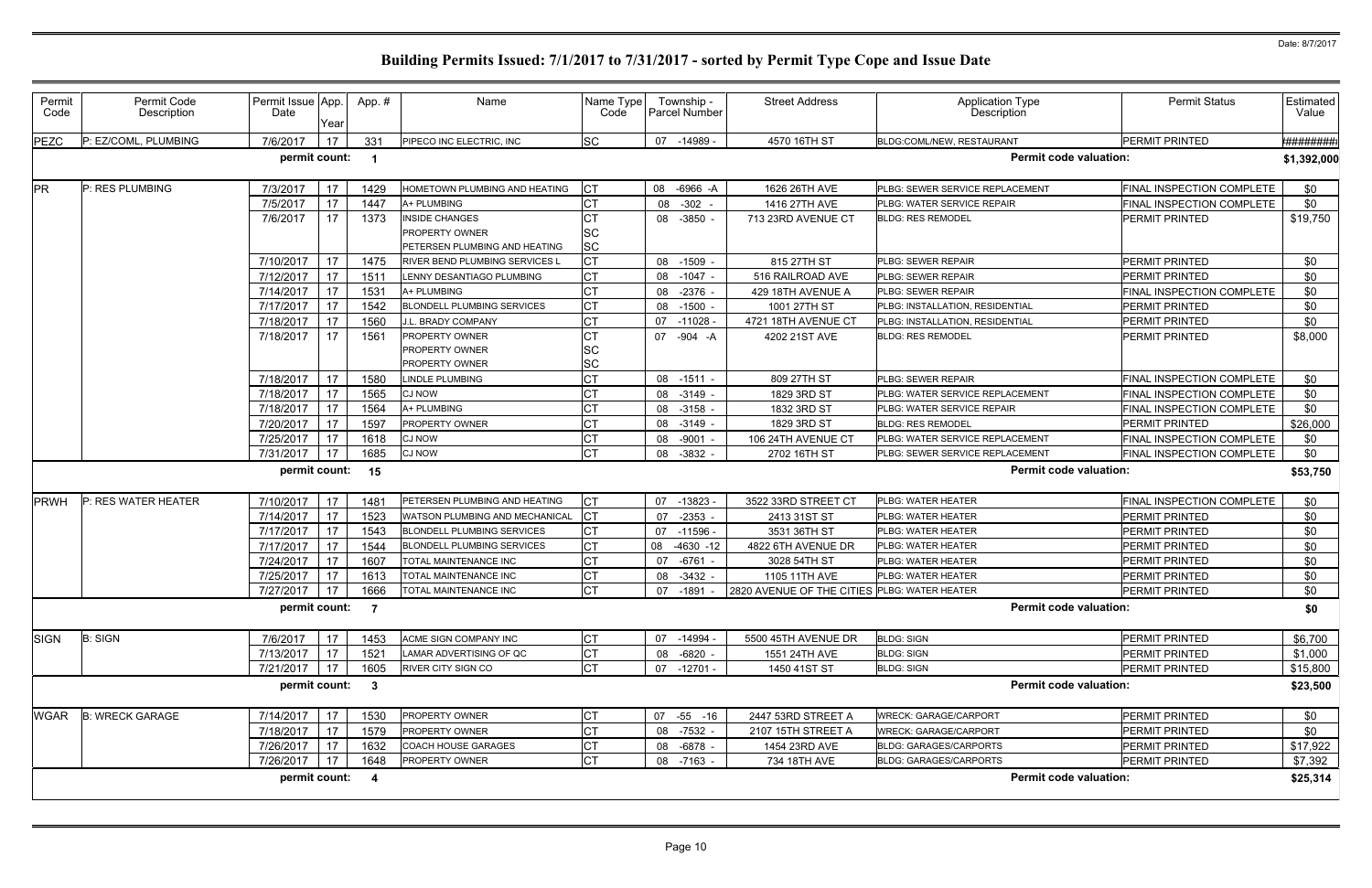Date: 8/7/2017

# Building Permits Issued: 7/1/2017 to 7/31/2017 - sorted by Permit Type Cope and Issue Date

| Permit Code | Permit Code Description | Permit Issue Date | App. Year | App. # | Name | Name Type Code | Township - Parcel Number | Street Address | Application Type Description | Permit Status | Estimated Value |
|---|---|---|---|---|---|---|---|---|---|---|---|
| PEZC | P: EZ/COML, PLUMBING | 7/6/2017 | 17 | 331 | PIPECO INC ELECTRIC, INC | SC | 07 -14989 - | 4570 16TH ST | BLDG:COML/NEW, RESTAURANT | PERMIT PRINTED | ######## |
| | | permit count: | | 1 | | | | | Permit code valuation: | | $1,392,000 |
| PR | P: RES PLUMBING | 7/3/2017 | 17 | 1429 | HOMETOWN PLUMBING AND HEATING | CT | 08 -6966 -A | 1626 26TH AVE | PLBG: SEWER SERVICE REPLACEMENT | FINAL INSPECTION COMPLETE | $0 |
| | | 7/5/2017 | 17 | 1447 | A+ PLUMBING | CT | 08 -302 - | 1416 27TH AVE | PLBG: WATER SERVICE REPAIR | FINAL INSPECTION COMPLETE | $0 |
| | | 7/6/2017 | 17 | 1373 | INSIDE CHANGES | CT | 08 -3850 - | 713 23RD AVENUE CT | BLDG: RES REMODEL | PERMIT PRINTED | $19,750 |
| | | | | | PROPERTY OWNER | SC | | | | | |
| | | | | | PETERSEN PLUMBING AND HEATING | SC | | | | | |
| | | 7/10/2017 | 17 | 1475 | RIVER BEND PLUMBING SERVICES L | CT | 08 -1509 - | 815 27TH ST | PLBG: SEWER REPAIR | PERMIT PRINTED | $0 |
| | | 7/12/2017 | 17 | 1511 | LENNY DESANTIAGO PLUMBING | CT | 08 -1047 - | 516 RAILROAD AVE | PLBG: SEWER REPAIR | PERMIT PRINTED | $0 |
| | | 7/14/2017 | 17 | 1531 | A+ PLUMBING | CT | 08 -2376 - | 429 18TH AVENUE A | PLBG: SEWER REPAIR | FINAL INSPECTION COMPLETE | $0 |
| | | 7/17/2017 | 17 | 1542 | BLONDELL PLUMBING SERVICES | CT | 08 -1500 - | 1001 27TH ST | PLBG: INSTALLATION, RESIDENTIAL | PERMIT PRINTED | $0 |
| | | 7/18/2017 | 17 | 1560 | J.L. BRADY COMPANY | CT | 07 -11028 - | 4721 18TH AVENUE CT | PLBG: INSTALLATION, RESIDENTIAL | PERMIT PRINTED | $0 |
| | | 7/18/2017 | 17 | 1561 | PROPERTY OWNER | CT | 07 -904 -A | 4202 21ST AVE | BLDG: RES REMODEL | PERMIT PRINTED | $8,000 |
| | | | | | PROPERTY OWNER | SC | | | | | |
| | | | | | PROPERTY OWNER | SC | | | | | |
| | | 7/18/2017 | 17 | 1580 | LINDLE PLUMBING | CT | 08 -1511 - | 809 27TH ST | PLBG: SEWER REPAIR | FINAL INSPECTION COMPLETE | $0 |
| | | 7/18/2017 | 17 | 1565 | CJ NOW | CT | 08 -3149 - | 1829 3RD ST | PLBG: WATER SERVICE REPLACEMENT | FINAL INSPECTION COMPLETE | $0 |
| | | 7/18/2017 | 17 | 1564 | A+ PLUMBING | CT | 08 -3158 - | 1832 3RD ST | PLBG: WATER SERVICE REPAIR | FINAL INSPECTION COMPLETE | $0 |
| | | 7/20/2017 | 17 | 1597 | PROPERTY OWNER | CT | 08 -3149 - | 1829 3RD ST | BLDG: RES REMODEL | PERMIT PRINTED | $26,000 |
| | | 7/25/2017 | 17 | 1618 | CJ NOW | CT | 08 -9001 - | 106 24TH AVENUE CT | PLBG: WATER SERVICE REPLACEMENT | FINAL INSPECTION COMPLETE | $0 |
| | | 7/31/2017 | 17 | 1685 | CJ NOW | CT | 08 -3832 - | 2702 16TH ST | PLBG: SEWER SERVICE REPLACEMENT | FINAL INSPECTION COMPLETE | $0 |
| | | permit count: | | 15 | | | | | Permit code valuation: | | $53,750 |
| PRWH | P: RES WATER HEATER | 7/10/2017 | 17 | 1481 | PETERSEN PLUMBING AND HEATING | CT | 07 -13823 - | 3522 33RD STREET CT | PLBG: WATER HEATER | FINAL INSPECTION COMPLETE | $0 |
| | | 7/14/2017 | 17 | 1523 | WATSON PLUMBING AND MECHANICAL | CT | 07 -2353 - | 2413 31ST ST | PLBG: WATER HEATER | PERMIT PRINTED | $0 |
| | | 7/17/2017 | 17 | 1543 | BLONDELL PLUMBING SERVICES | CT | 07 -11596 - | 3531 36TH ST | PLBG: WATER HEATER | PERMIT PRINTED | $0 |
| | | 7/17/2017 | 17 | 1544 | BLONDELL PLUMBING SERVICES | CT | 08 -4630 -12 | 4822 6TH AVENUE DR | PLBG: WATER HEATER | PERMIT PRINTED | $0 |
| | | 7/24/2017 | 17 | 1607 | TOTAL MAINTENANCE INC | CT | 07 -6761 - | 3028 54TH ST | PLBG: WATER HEATER | PERMIT PRINTED | $0 |
| | | 7/25/2017 | 17 | 1613 | TOTAL MAINTENANCE INC | CT | 08 -3432 - | 1105 11TH AVE | PLBG: WATER HEATER | PERMIT PRINTED | $0 |
| | | 7/27/2017 | 17 | 1666 | TOTAL MAINTENANCE INC | CT | 07 -1891 - | 2820 AVENUE OF THE CITIES | PLBG: WATER HEATER | PERMIT PRINTED | $0 |
| | | permit count: | | 7 | | | | | Permit code valuation: | | $0 |
| SIGN | B: SIGN | 7/6/2017 | 17 | 1453 | ACME SIGN COMPANY INC | CT | 07 -14994 - | 5500 45TH AVENUE DR | BLDG: SIGN | PERMIT PRINTED | $6,700 |
| | | 7/13/2017 | 17 | 1521 | LAMAR ADVERTISING OF QC | CT | 08 -6820 - | 1551 24TH AVE | BLDG: SIGN | PERMIT PRINTED | $1,000 |
| | | 7/21/2017 | 17 | 1605 | RIVER CITY SIGN CO | CT | 07 -12701 - | 1450 41ST ST | BLDG: SIGN | PERMIT PRINTED | $15,800 |
| | | permit count: | | 3 | | | | | Permit code valuation: | | $23,500 |
| WGAR | B: WRECK GARAGE | 7/14/2017 | 17 | 1530 | PROPERTY OWNER | CT | 07 -55 -16 | 2447 53RD STREET A | WRECK: GARAGE/CARPORT | PERMIT PRINTED | $0 |
| | | 7/18/2017 | 17 | 1579 | PROPERTY OWNER | CT | 08 -7532 - | 2107 15TH STREET A | WRECK: GARAGE/CARPORT | PERMIT PRINTED | $0 |
| | | 7/26/2017 | 17 | 1632 | COACH HOUSE GARAGES | CT | 08 -6878 - | 1454 23RD AVE | BLDG: GARAGES/CARPORTS | PERMIT PRINTED | $17,922 |
| | | 7/26/2017 | 17 | 1648 | PROPERTY OWNER | CT | 08 -7163 - | 734 18TH AVE | BLDG: GARAGES/CARPORTS | PERMIT PRINTED | $7,392 |
| | | permit count: | | 4 | | | | | Permit code valuation: | | $25,314 |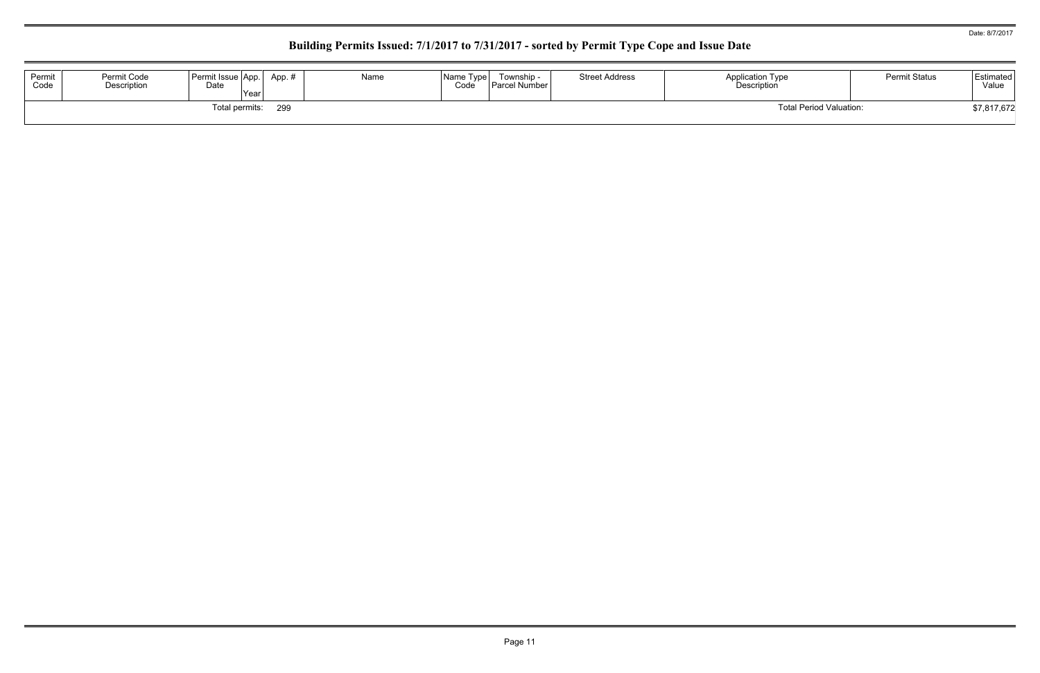# Building Permits Issued: 7/1/2017 to 7/31/2017 - sorted by Permit Type Cope and Issue Date

| Permit Code | Permit Code Description | Permit Issue Date | App. Year | App. # | Name | Name Type Code | Township - Parcel Number | Street Address | Application Type Description | Permit Status | Estimated Value |
|---|---|---|---|---|---|---|---|---|---|---|---|
| | | Total permits: | | 299 | | | | | Total Period Valuation: | | $7,817,672 |